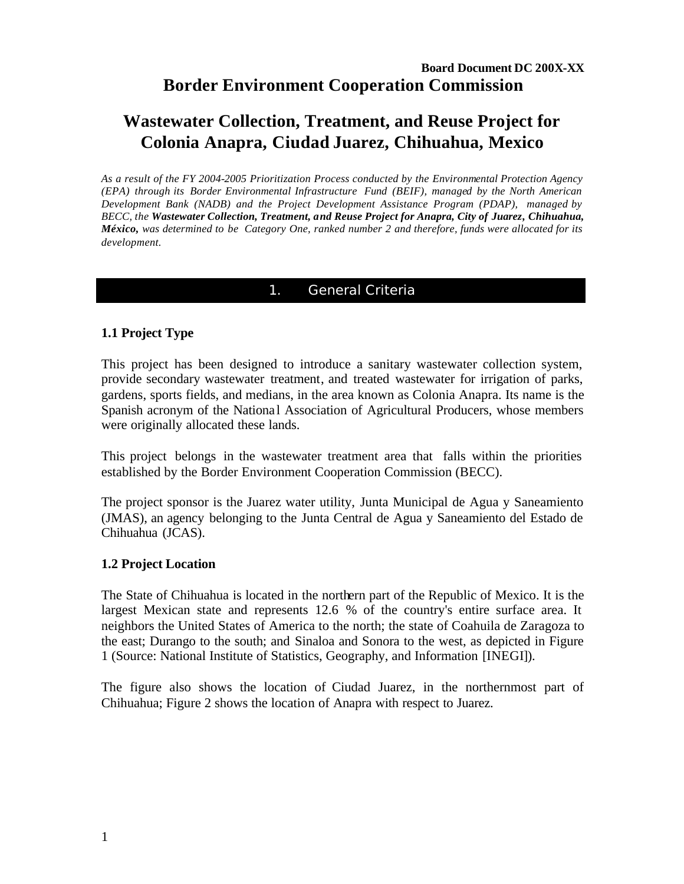**Board Document DC 200X-XX**

# Border Environment Cooperation Commission

# Wastewater Collection, Treatment, and Reuse Project for Colonia Anapra, Ciudad Juarez, Chihuahua, Mexico

*As a result of the FY 2004-2005 Prioritization Process conducted by the Environmental Protection Agency (EPA) through its Border Environmental Infrastructure Fund (BEIF), managed by the North American Development Bank (NADB) and the Project Development Assistance Program (PDAP), managed by BECC, the **Wastewater Collection, Treatment, and Reuse Project for Anapra, City of Juarez, Chihuahua, México,** was determined to be Category One, ranked number 2 and therefore, funds were allocated for its development.*

## 1. General Criteria

### 1.1 Project Type

This project has been designed to introduce a sanitary wastewater collection system, provide secondary wastewater treatment, and treated wastewater for irrigation of parks, gardens, sports fields, and medians, in the area known as Colonia Anapra. Its name is the Spanish acronym of the National Association of Agricultural Producers, whose members were originally allocated these lands.

This project belongs in the wastewater treatment area that falls within the priorities established by the Border Environment Cooperation Commission (BECC).

The project sponsor is the Juarez water utility, Junta Municipal de Agua y Saneamiento (JMAS), an agency belonging to the Junta Central de Agua y Saneamiento del Estado de Chihuahua (JCAS).

### 1.2 Project Location

The State of Chihuahua is located in the northern part of the Republic of Mexico. It is the largest Mexican state and represents 12.6 % of the country's entire surface area. It neighbors the United States of America to the north; the state of Coahuila de Zaragoza to the east; Durango to the south; and Sinaloa and Sonora to the west, as depicted in Figure 1 (Source: National Institute of Statistics, Geography, and Information [INEGI]).

The figure also shows the location of Ciudad Juarez, in the northernmost part of Chihuahua; Figure 2 shows the location of Anapra with respect to Juarez.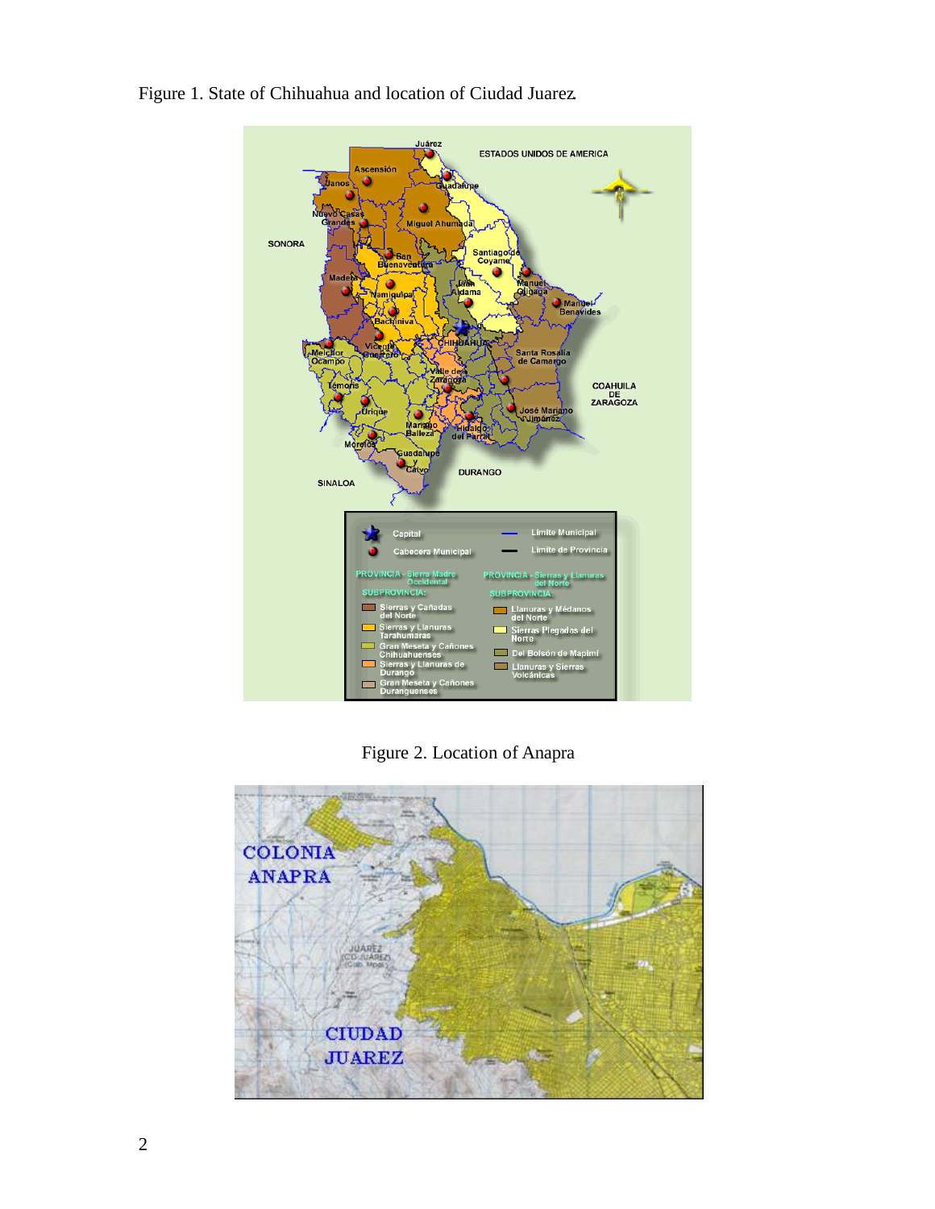Figure 1. State of Chihuahua and location of Ciudad Juarez.

Figure 2. Location of Anapra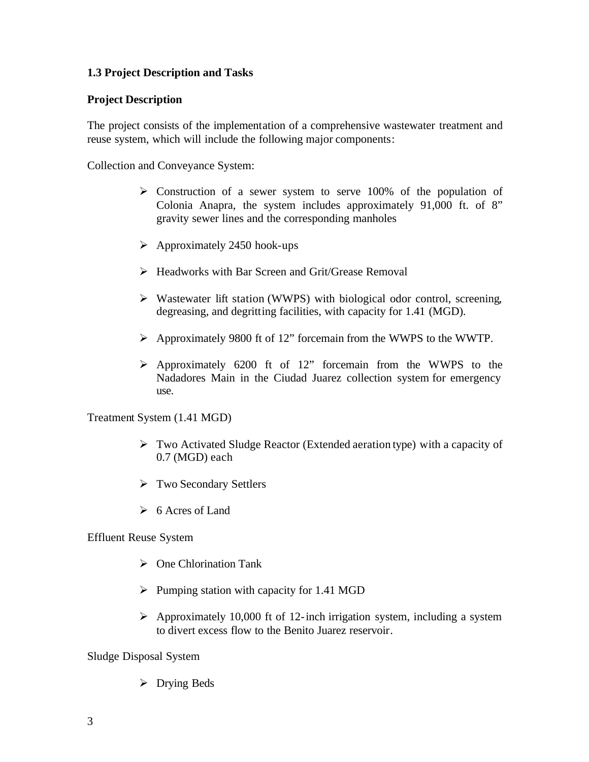### 1.3 Project Description and Tasks

**Project Description**

The project consists of the implementation of a comprehensive wastewater treatment and reuse system, which will include the following major components:

Collection and Conveyance System:

- Construction of a sewer system to serve 100% of the population of Colonia Anapra, the system includes approximately 91,000 ft. of 8" gravity sewer lines and the corresponding manholes
- Approximately 2450 hook-ups
- Headworks with Bar Screen and Grit/Grease Removal
- Wastewater lift station (WWPS) with biological odor control, screening, degreasing, and degritting facilities, with capacity for 1.41 (MGD).
- Approximately 9800 ft of 12" forcemain from the WWPS to the WWTP.
- Approximately 6200 ft of 12" forcemain from the WWPS to the Nadadores Main in the Ciudad Juarez collection system for emergency use.

Treatment System (1.41 MGD)

- Two Activated Sludge Reactor (Extended aeration type) with a capacity of 0.7 (MGD) each
- Two Secondary Settlers
- 6 Acres of Land

Effluent Reuse System

- One Chlorination Tank
- Pumping station with capacity for 1.41 MGD
- Approximately 10,000 ft of 12-inch irrigation system, including a system to divert excess flow to the Benito Juarez reservoir.

Sludge Disposal System

- Drying Beds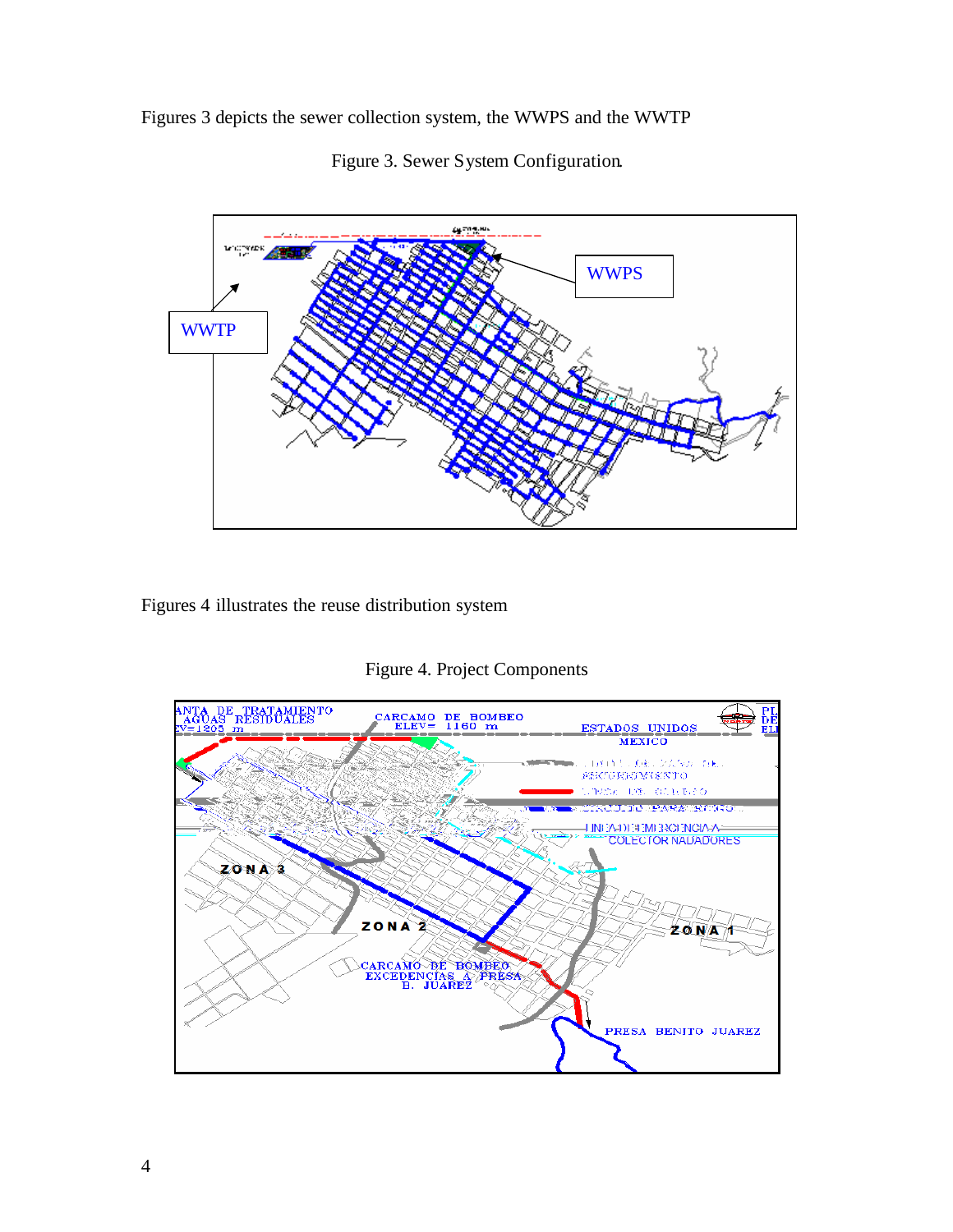Figures 3 depicts the sewer collection system, the WWPS and the WWTP

Figure 3. Sewer System Configuration.

Figures 4 illustrates the reuse distribution system

Figure 4. Project Components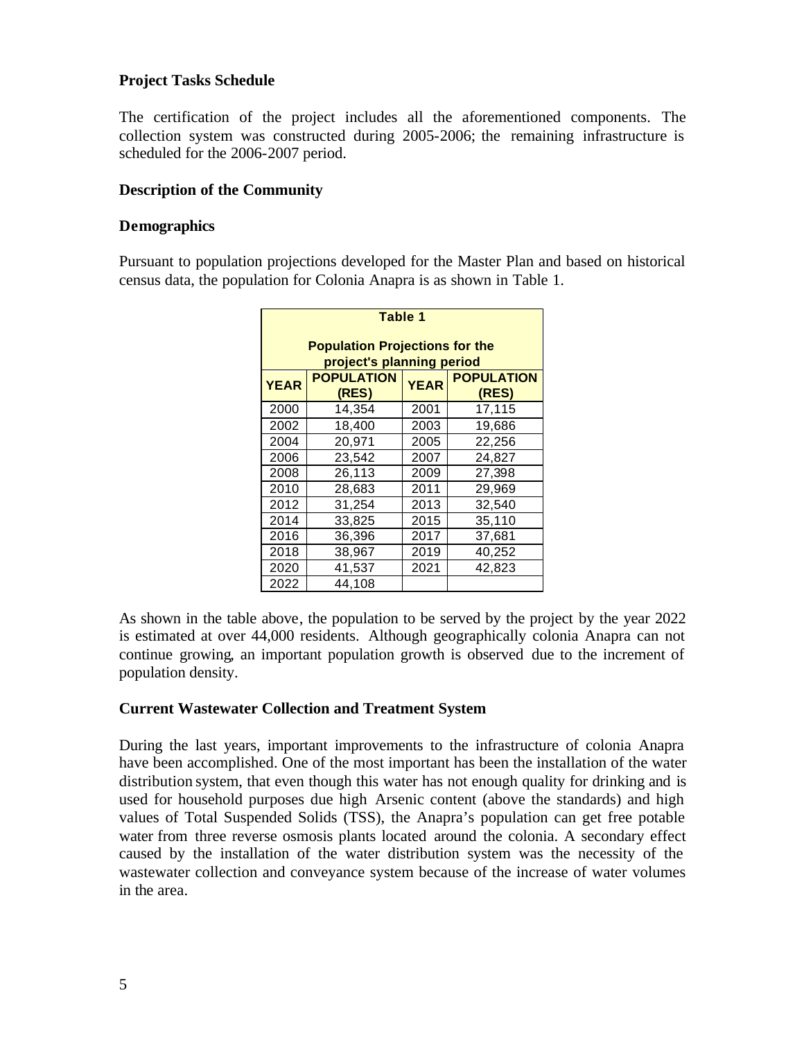### Project Tasks Schedule

The certification of the project includes all the aforementioned components. The collection system was constructed during 2005-2006; the remaining infrastructure is scheduled for the 2006-2007 period.

### Description of the Community

### Demographics

Pursuant to population projections developed for the Master Plan and based on historical census data, the population for Colonia Anapra is as shown in Table 1.

**Table 1**

**Population Projections for the project's planning period**

| YEAR | POPULATION (RES) | YEAR | POPULATION (RES) |
|---|---|---|---|
| 2000 | 14,354 | 2001 | 17,115 |
| 2002 | 18,400 | 2003 | 19,686 |
| 2004 | 20,971 | 2005 | 22,256 |
| 2006 | 23,542 | 2007 | 24,827 |
| 2008 | 26,113 | 2009 | 27,398 |
| 2010 | 28,683 | 2011 | 29,969 |
| 2012 | 31,254 | 2013 | 32,540 |
| 2014 | 33,825 | 2015 | 35,110 |
| 2016 | 36,396 | 2017 | 37,681 |
| 2018 | 38,967 | 2019 | 40,252 |
| 2020 | 41,537 | 2021 | 42,823 |
| 2022 | 44,108 | | |

As shown in the table above, the population to be served by the project by the year 2022 is estimated at over 44,000 residents. Although geographically colonia Anapra can not continue growing, an important population growth is observed due to the increment of population density.

### Current Wastewater Collection and Treatment System

During the last years, important improvements to the infrastructure of colonia Anapra have been accomplished. One of the most important has been the installation of the water distribution system, that even though this water has not enough quality for drinking and is used for household purposes due high Arsenic content (above the standards) and high values of Total Suspended Solids (TSS), the Anapra's population can get free potable water from three reverse osmosis plants located around the colonia. A secondary effect caused by the installation of the water distribution system was the necessity of the wastewater collection and conveyance system because of the increase of water volumes in the area.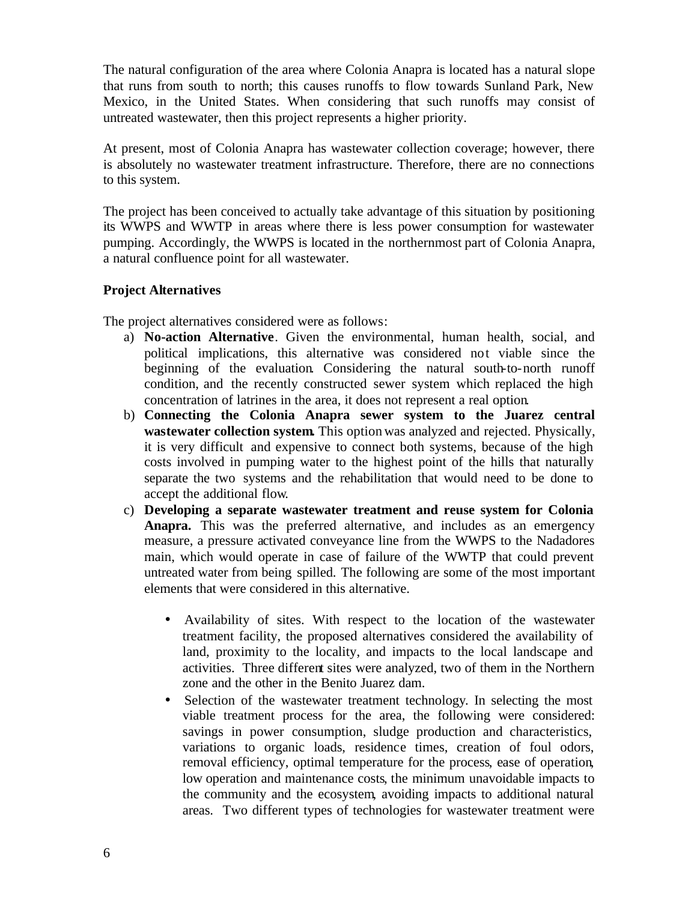The natural configuration of the area where Colonia Anapra is located has a natural slope that runs from south to north; this causes runoffs to flow towards Sunland Park, New Mexico, in the United States. When considering that such runoffs may consist of untreated wastewater, then this project represents a higher priority.

At present, most of Colonia Anapra has wastewater collection coverage; however, there is absolutely no wastewater treatment infrastructure. Therefore, there are no connections to this system.

The project has been conceived to actually take advantage of this situation by positioning its WWPS and WWTP in areas where there is less power consumption for wastewater pumping. Accordingly, the WWPS is located in the northernmost part of Colonia Anapra, a natural confluence point for all wastewater.

**Project Alternatives**

The project alternatives considered were as follows:

a) **No-action Alternative**. Given the environmental, human health, social, and political implications, this alternative was considered not viable since the beginning of the evaluation. Considering the natural south-to-north runoff condition, and the recently constructed sewer system which replaced the high concentration of latrines in the area, it does not represent a real option.
b) **Connecting the Colonia Anapra sewer system to the Juarez central wastewater collection system.** This option was analyzed and rejected. Physically, it is very difficult and expensive to connect both systems, because of the high costs involved in pumping water to the highest point of the hills that naturally separate the two systems and the rehabilitation that would need to be done to accept the additional flow.
c) **Developing a separate wastewater treatment and reuse system for Colonia Anapra.** This was the preferred alternative, and includes as an emergency measure, a pressure activated conveyance line from the WWPS to the Nadadores main, which would operate in case of failure of the WWTP that could prevent untreated water from being spilled. The following are some of the most important elements that were considered in this alternative.

    - Availability of sites. With respect to the location of the wastewater treatment facility, the proposed alternatives considered the availability of land, proximity to the locality, and impacts to the local landscape and activities. Three different sites were analyzed, two of them in the Northern zone and the other in the Benito Juarez dam.
    - Selection of the wastewater treatment technology. In selecting the most viable treatment process for the area, the following were considered: savings in power consumption, sludge production and characteristics, variations to organic loads, residence times, creation of foul odors, removal efficiency, optimal temperature for the process, ease of operation, low operation and maintenance costs, the minimum unavoidable impacts to the community and the ecosystem, avoiding impacts to additional natural areas. Two different types of technologies for wastewater treatment were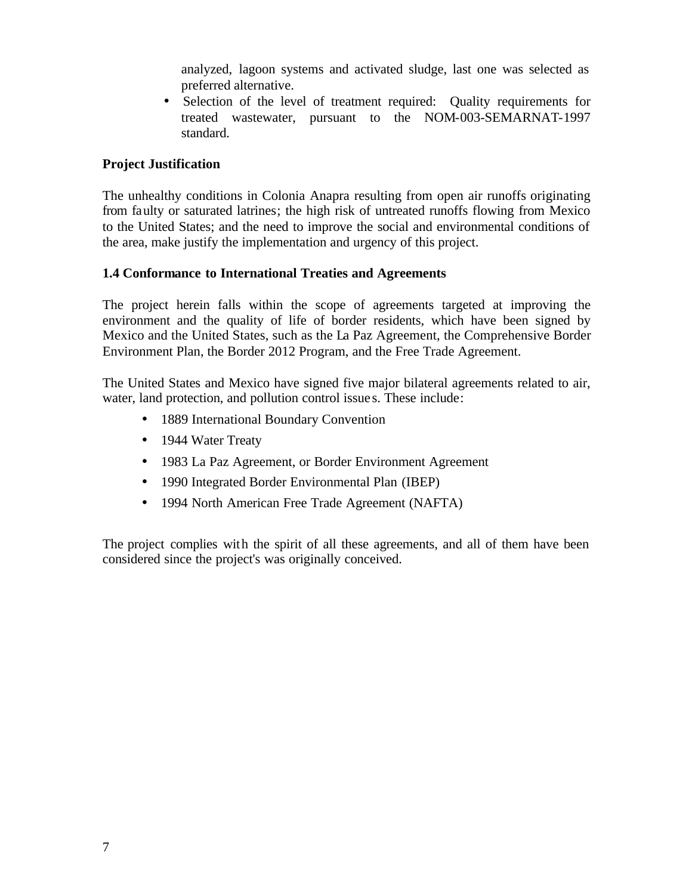analyzed, lagoon systems and activated sludge, last one was selected as preferred alternative.

- Selection of the level of treatment required: Quality requirements for treated wastewater, pursuant to the NOM-003-SEMARNAT-1997 standard.

**Project Justification**

The unhealthy conditions in Colonia Anapra resulting from open air runoffs originating from faulty or saturated latrines; the high risk of untreated runoffs flowing from Mexico to the United States; and the need to improve the social and environmental conditions of the area, make justify the implementation and urgency of this project.

**1.4 Conformance to International Treaties and Agreements**

The project herein falls within the scope of agreements targeted at improving the environment and the quality of life of border residents, which have been signed by Mexico and the United States, such as the La Paz Agreement, the Comprehensive Border Environment Plan, the Border 2012 Program, and the Free Trade Agreement.

The United States and Mexico have signed five major bilateral agreements related to air, water, land protection, and pollution control issues. These include:

- 1889 International Boundary Convention
- 1944 Water Treaty
- 1983 La Paz Agreement, or Border Environment Agreement
- 1990 Integrated Border Environmental Plan (IBEP)
- 1994 North American Free Trade Agreement (NAFTA)

The project complies with the spirit of all these agreements, and all of them have been considered since the project's was originally conceived.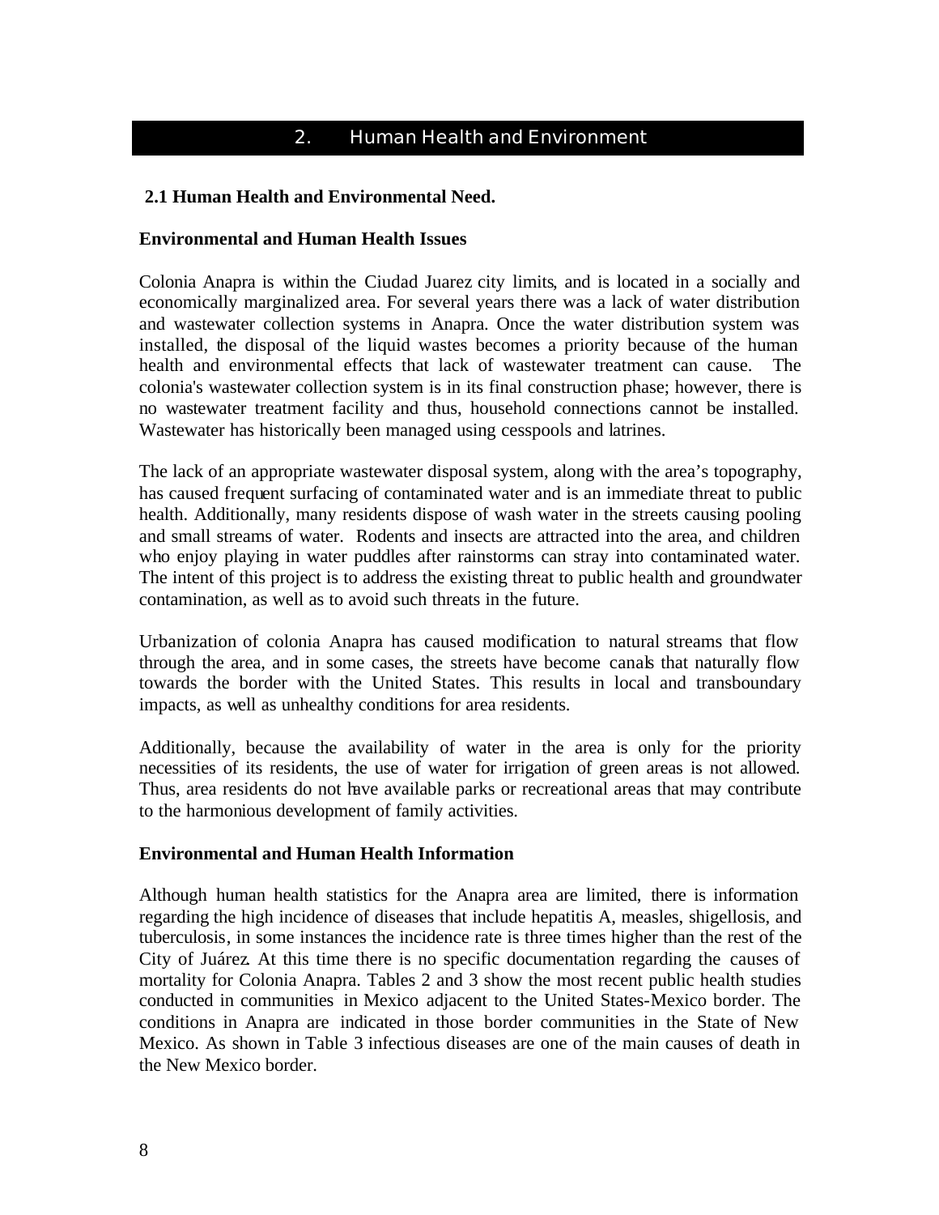# 2. Human Health and Environment

## 2.1 Human Health and Environmental Need.

### Environmental and Human Health Issues

Colonia Anapra is within the Ciudad Juarez city limits, and is located in a socially and economically marginalized area. For several years there was a lack of water distribution and wastewater collection systems in Anapra. Once the water distribution system was installed, the disposal of the liquid wastes becomes a priority because of the human health and environmental effects that lack of wastewater treatment can cause. The colonia's wastewater collection system is in its final construction phase; however, there is no wastewater treatment facility and thus, household connections cannot be installed. Wastewater has historically been managed using cesspools and latrines.

The lack of an appropriate wastewater disposal system, along with the area's topography, has caused frequent surfacing of contaminated water and is an immediate threat to public health. Additionally, many residents dispose of wash water in the streets causing pooling and small streams of water. Rodents and insects are attracted into the area, and children who enjoy playing in water puddles after rainstorms can stray into contaminated water. The intent of this project is to address the existing threat to public health and groundwater contamination, as well as to avoid such threats in the future.

Urbanization of colonia Anapra has caused modification to natural streams that flow through the area, and in some cases, the streets have become canals that naturally flow towards the border with the United States. This results in local and transboundary impacts, as well as unhealthy conditions for area residents.

Additionally, because the availability of water in the area is only for the priority necessities of its residents, the use of water for irrigation of green areas is not allowed. Thus, area residents do not have available parks or recreational areas that may contribute to the harmonious development of family activities.

### Environmental and Human Health Information

Although human health statistics for the Anapra area are limited, there is information regarding the high incidence of diseases that include hepatitis A, measles, shigellosis, and tuberculosis, in some instances the incidence rate is three times higher than the rest of the City of Juárez. At this time there is no specific documentation regarding the causes of mortality for Colonia Anapra. Tables 2 and 3 show the most recent public health studies conducted in communities in Mexico adjacent to the United States-Mexico border. The conditions in Anapra are indicated in those border communities in the State of New Mexico. As shown in Table 3 infectious diseases are one of the main causes of death in the New Mexico border.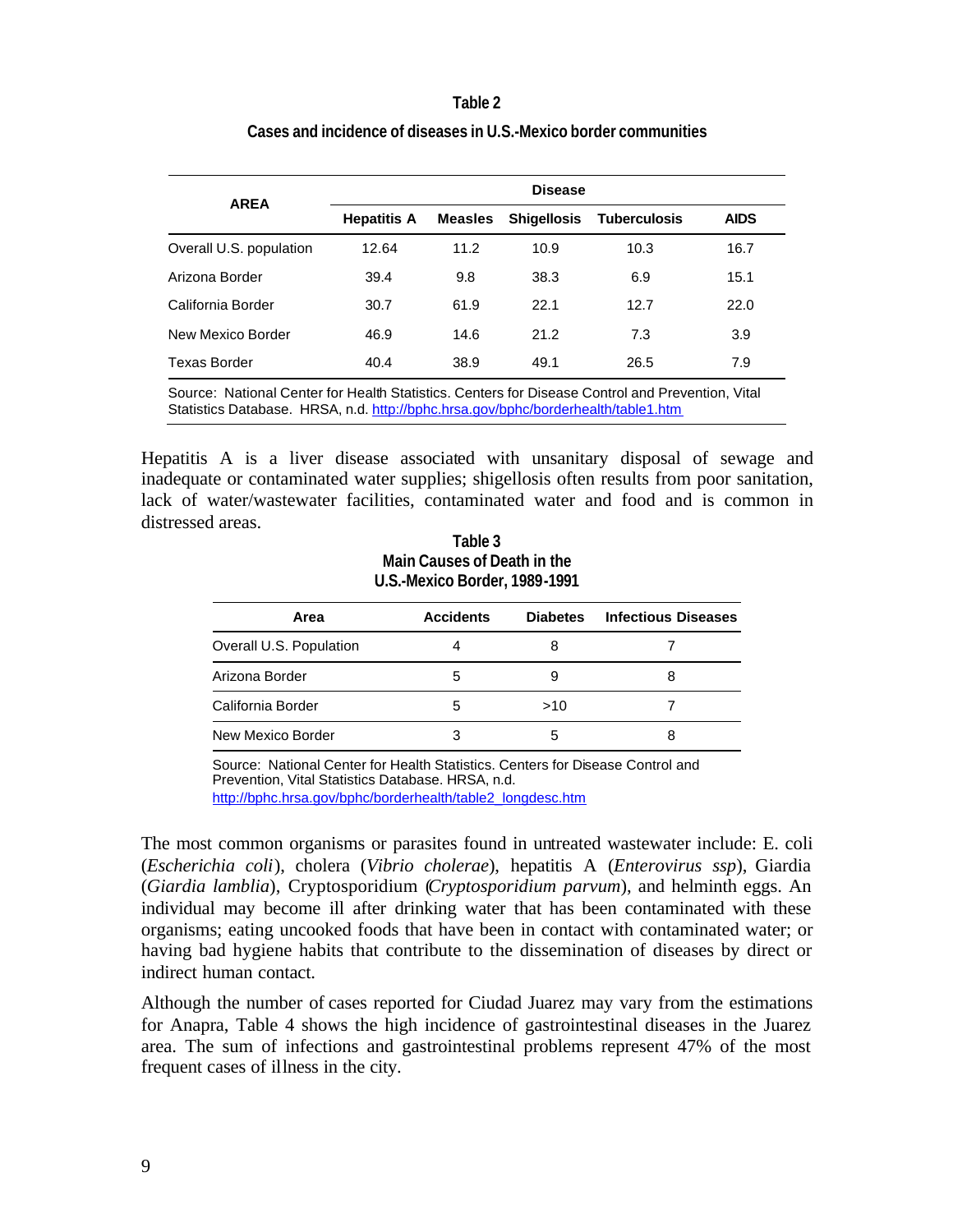**Table 2**

**Cases and incidence of diseases in U.S.-Mexico border communities**

| AREA | Disease | | | | |
|---|---|---|---|---|---|
| | Hepatitis A | Measles | Shigellosis | Tuberculosis | AIDS |
| Overall U.S. population | 12.64 | 11.2 | 10.9 | 10.3 | 16.7 |
| Arizona Border | 39.4 | 9.8 | 38.3 | 6.9 | 15.1 |
| California Border | 30.7 | 61.9 | 22.1 | 12.7 | 22.0 |
| New Mexico Border | 46.9 | 14.6 | 21.2 | 7.3 | 3.9 |
| Texas Border | 40.4 | 38.9 | 49.1 | 26.5 | 7.9 |

Source: National Center for Health Statistics. Centers for Disease Control and Prevention, Vital Statistics Database. HRSA, n.d. http://bphc.hrsa.gov/bphc/borderhealth/table1.htm

Hepatitis A is a liver disease associated with unsanitary disposal of sewage and inadequate or contaminated water supplies; shigellosis often results from poor sanitation, lack of water/wastewater facilities, contaminated water and food and is common in distressed areas.

**Table 3**
**Main Causes of Death in the U.S.-Mexico Border, 1989-1991**

| Area | Accidents | Diabetes | Infectious Diseases |
|---|---|---|---|
| Overall U.S. Population | 4 | 8 | 7 |
| Arizona Border | 5 | 9 | 8 |
| California Border | 5 | >10 | 7 |
| New Mexico Border | 3 | 5 | 8 |

Source: National Center for Health Statistics. Centers for Disease Control and Prevention, Vital Statistics Database. HRSA, n.d. http://bphc.hrsa.gov/bphc/borderhealth/table2_longdesc.htm

The most common organisms or parasites found in untreated wastewater include: E. coli (*Escherichia coli*), cholera (*Vibrio cholerae*), hepatitis A (*Enterovirus ssp*), Giardia (*Giardia lamblia*), Cryptosporidium (*Cryptosporidium parvum*), and helminth eggs. An individual may become ill after drinking water that has been contaminated with these organisms; eating uncooked foods that have been in contact with contaminated water; or having bad hygiene habits that contribute to the dissemination of diseases by direct or indirect human contact.

Although the number of cases reported for Ciudad Juarez may vary from the estimations for Anapra, Table 4 shows the high incidence of gastrointestinal diseases in the Juarez area. The sum of infections and gastrointestinal problems represent 47% of the most frequent cases of illness in the city.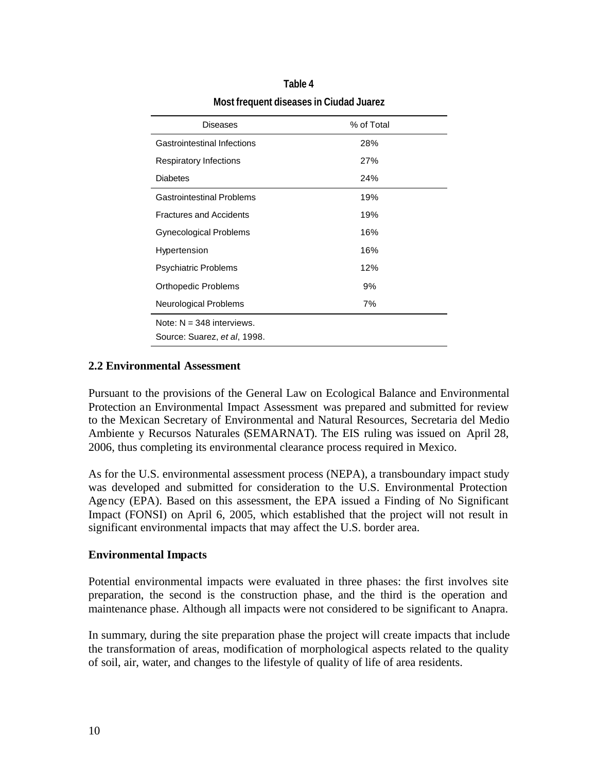**Table 4**

**Most frequent diseases in Ciudad Juarez**

| Diseases | % of Total |
|---|---|
| Gastrointestinal Infections | 28% |
| Respiratory Infections | 27% |
| Diabetes | 24% |
| Gastrointestinal Problems | 19% |
| Fractures and Accidents | 19% |
| Gynecological Problems | 16% |
| Hypertension | 16% |
| Psychiatric Problems | 12% |
| Orthopedic Problems | 9% |
| Neurological Problems | 7% |

Note: N = 348 interviews.
Source: Suarez, *et al*, 1998.

## 2.2 Environmental Assessment

Pursuant to the provisions of the General Law on Ecological Balance and Environmental Protection an Environmental Impact Assessment was prepared and submitted for review to the Mexican Secretary of Environmental and Natural Resources, Secretaria del Medio Ambiente y Recursos Naturales (SEMARNAT). The EIS ruling was issued on April 28, 2006, thus completing its environmental clearance process required in Mexico.

As for the U.S. environmental assessment process (NEPA), a transboundary impact study was developed and submitted for consideration to the U.S. Environmental Protection Agency (EPA). Based on this assessment, the EPA issued a Finding of No Significant Impact (FONSI) on April 6, 2005, which established that the project will not result in significant environmental impacts that may affect the U.S. border area.

### Environmental Impacts

Potential environmental impacts were evaluated in three phases: the first involves site preparation, the second is the construction phase, and the third is the operation and maintenance phase. Although all impacts were not considered to be significant to Anapra.

In summary, during the site preparation phase the project will create impacts that include the transformation of areas, modification of morphological aspects related to the quality of soil, air, water, and changes to the lifestyle of quality of life of area residents.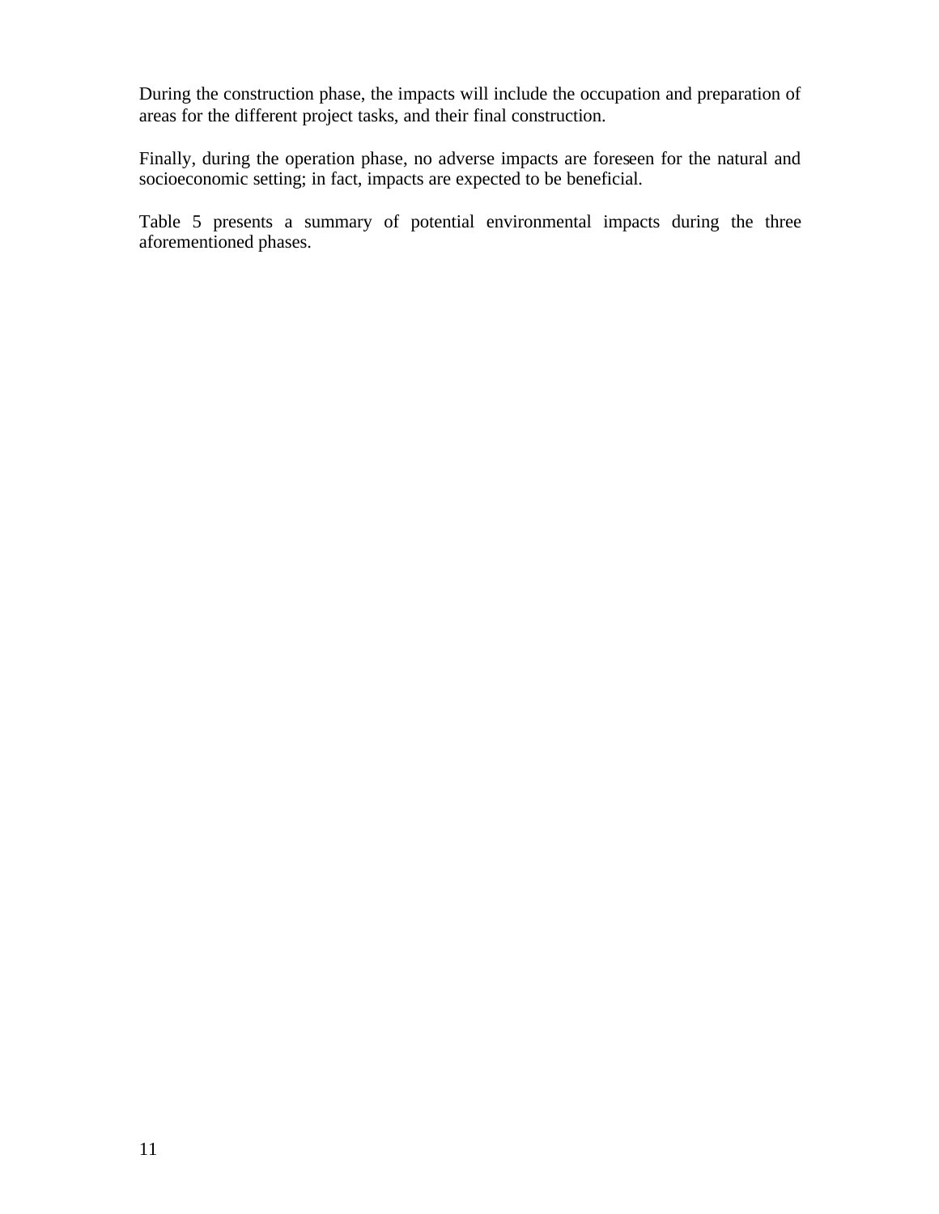During the construction phase, the impacts will include the occupation and preparation of areas for the different project tasks, and their final construction.

Finally, during the operation phase, no adverse impacts are foreseen for the natural and socioeconomic setting; in fact, impacts are expected to be beneficial.

Table 5 presents a summary of potential environmental impacts during the three aforementioned phases.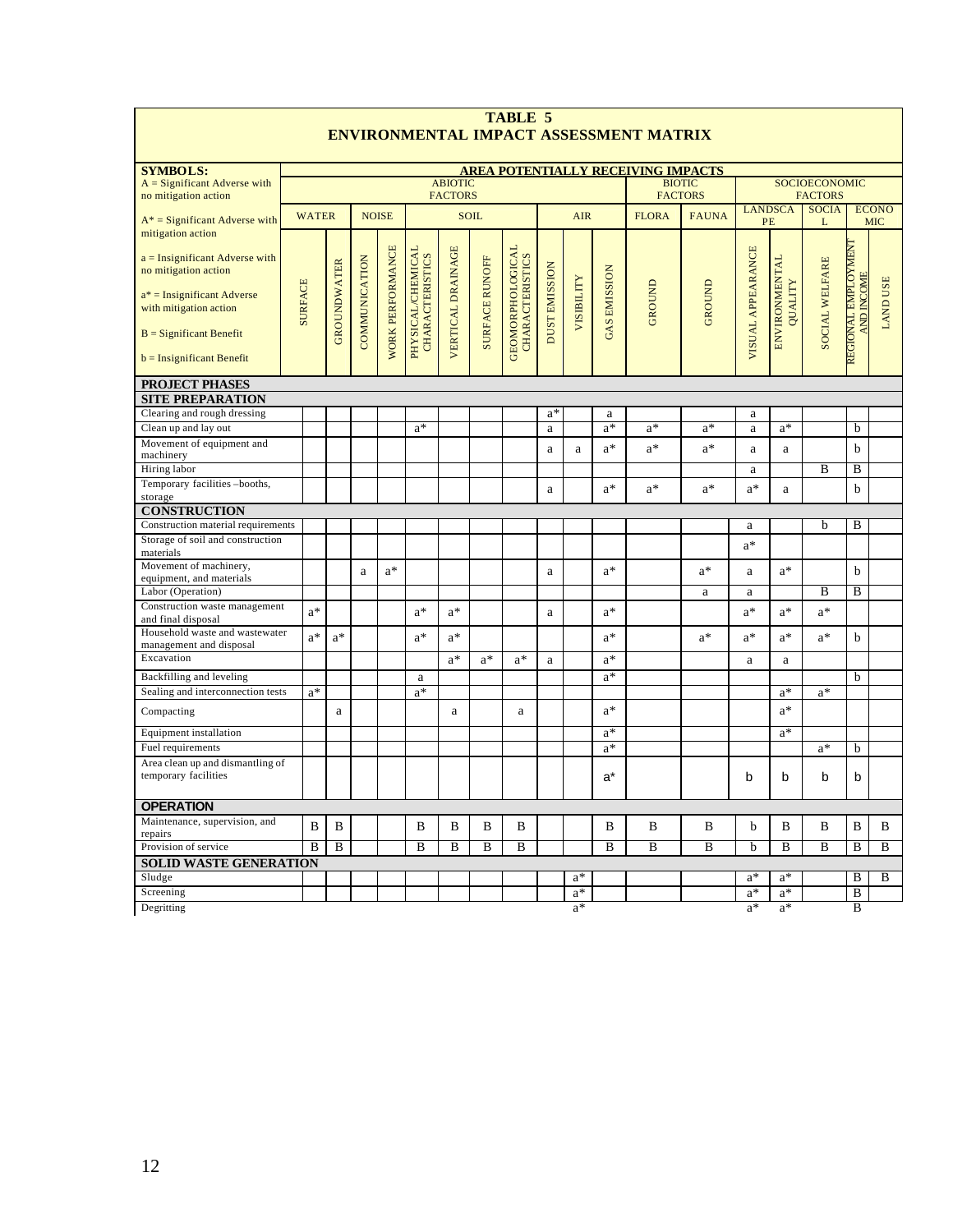# TABLE 5
## ENVIRONMENTAL IMPACT ASSESSMENT MATRIX

**SYMBOLS:**

- A = Significant Adverse with no mitigation action
- A* = Significant Adverse with mitigation action
- a = Insignificant Adverse with no mitigation action
- a* = Insignificant Adverse with mitigation action
- B = Significant Benefit
- b = Insignificant Benefit

| | AREA POTENTIALLY RECEIVING IMPACTS | | | | | | | | | | | | | | | | | |
|---|---|---|---|---|---|---|---|---|---|---|---|---|---|---|---|---|---|---|
| | ABIOTIC FACTORS | | | | | | | | | | | BIOTIC FACTORS | | SOCIOECONOMIC FACTORS | | | | |
| | WATER | | NOISE | | SOIL | | | | AIR | | | FLORA | FAUNA | LANDSCAPE | | SOCIAL | ECONOMIC | |
| | SURFACE | GROUNDWATER | COMMUNICATION | WORK PERFORMANCE | PHYSICAL/CHEMICAL CHARACTERISTICS | VERTICAL DRAINAGE | SURFACE RUNOFF | GEOMORPHOLOGICAL CHARACTERISTICS | DUST EMISSION | VISIBILITY | GAS EMISSION | GROUND | GROUND | VISUAL APPEARANCE | ENVIRONMENTAL QUALITY | SOCIAL WELFARE | REGIONAL EMPLOYMENT AND INCOME | LAND USE |
| **PROJECT PHASES** | | | | | | | | | | | | | | | | | | |
| **SITE PREPARATION** | | | | | | | | | | | | | | | | | | |
| Clearing and rough dressing | | | | | | | | | a* | | a | | | a | | | | |
| Clean up and lay out | | | | | a* | | | | a | | a* | a* | a* | a | a* | | b | |
| Movement of equipment and machinery | | | | | | | | | a | a | a* | a* | a* | a | a | | b | |
| Hiring labor | | | | | | | | | | | | | | a | | B | B | |
| Temporary facilities –booths, storage | | | | | | | | | a | | a* | a* | a* | a* | a | | b | |
| **CONSTRUCTION** | | | | | | | | | | | | | | | | | | |
| Construction material requirements | | | | | | | | | | | | | | a | | b | B | |
| Storage of soil and construction materials | | | | | | | | | | | | | | a* | | | | |
| Movement of machinery, equipment, and materials | | | a | a* | | | | | a | | a* | | a* | a | a* | | b | |
| Labor (Operation) | | | | | | | | | | | | | a | a | | B | B | |
| Construction waste management and final disposal | a* | | | | a* | a* | | | a | | a* | | | a* | a* | a* | | |
| Household waste and wastewater management and disposal | a* | a* | | | a* | a* | | | | | a* | | a* | a* | a* | a* | b | |
| Excavation | | | | | | a* | a* | a* | a | | a* | | | a | a | | | |
| Backfilling and leveling | | | | | a | | | | | | a* | | | | | | b | |
| Sealing and interconnection tests | a* | | | | a* | | | | | | | | | | a* | a* | | |
| Compacting | | a | | | | a | | a | | | a* | | | | a* | | | |
| Equipment installation | | | | | | | | | | | a* | | | | a* | | | |
| Fuel requirements | | | | | | | | | | | a* | | | | | a* | b | |
| Area clean up and dismantling of temporary facilities | | | | | | | | | | | a* | | | b | b | b | b | |
| **OPERATION** | | | | | | | | | | | | | | | | | | |
| Maintenance, supervision, and repairs | B | B | | | B | B | B | B | | | B | B | B | b | B | B | B | B |
| Provision of service | B | B | | | B | B | B | B | | | B | B | B | b | B | B | B | B |
| **SOLID WASTE GENERATION** | | | | | | | | | | | | | | | | | | |
| Sludge | | | | | | | | | | a* | | | | a* | a* | | B | B |
| Screening | | | | | | | | | | a* | | | | a* | a* | | B | |
| Degritting | | | | | | | | | | a* | | | | a* | a* | | B | |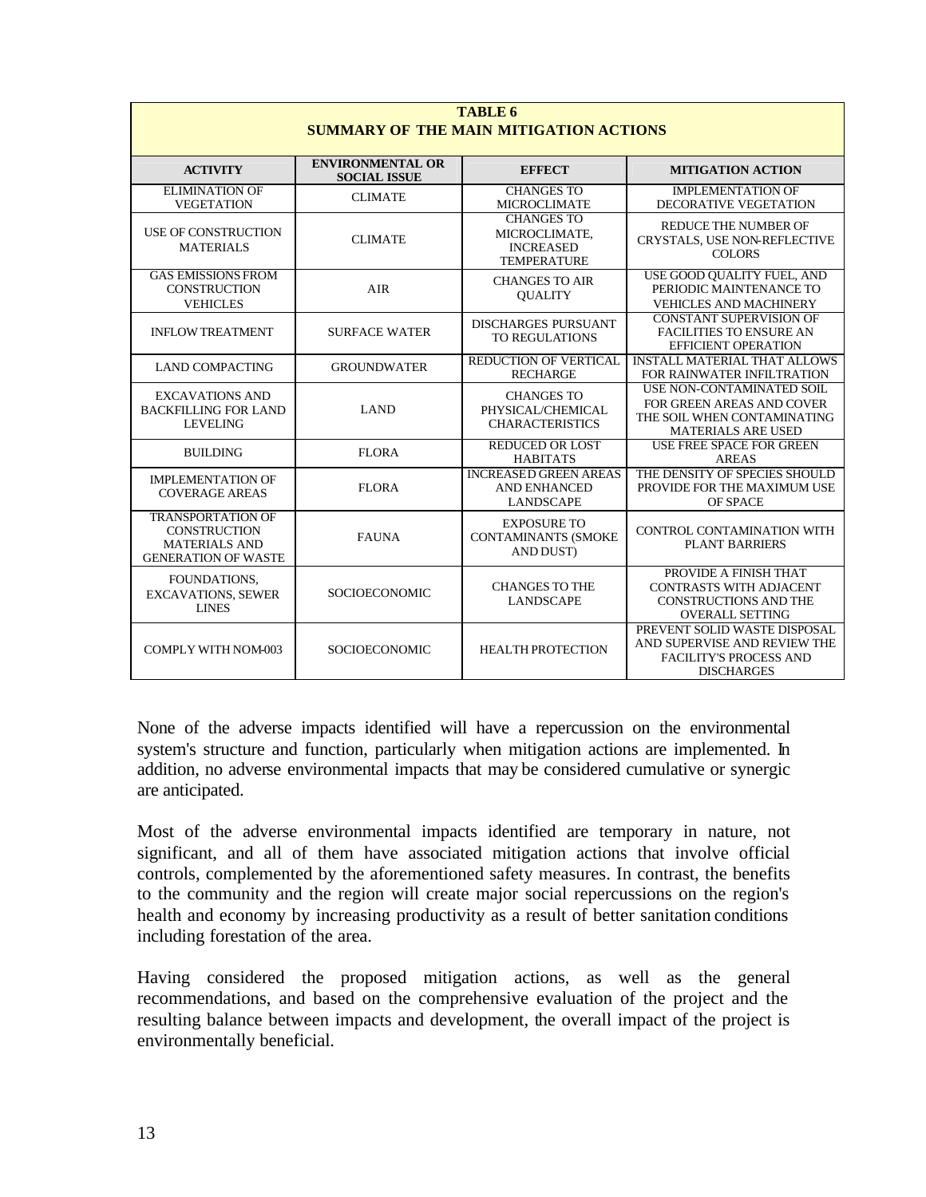**TABLE 6**
**SUMMARY OF THE MAIN MITIGATION ACTIONS**

| ACTIVITY | ENVIRONMENTAL OR SOCIAL ISSUE | EFFECT | MITIGATION ACTION |
|---|---|---|---|
| ELIMINATION OF VEGETATION | CLIMATE | CHANGES TO MICROCLIMATE | IMPLEMENTATION OF DECORATIVE VEGETATION |
| USE OF CONSTRUCTION MATERIALS | CLIMATE | CHANGES TO MICROCLIMATE, INCREASED TEMPERATURE | REDUCE THE NUMBER OF CRYSTALS, USE NON-REFLECTIVE COLORS |
| GAS EMISSIONS FROM CONSTRUCTION VEHICLES | AIR | CHANGES TO AIR QUALITY | USE GOOD QUALITY FUEL, AND PERIODIC MAINTENANCE TO VEHICLES AND MACHINERY |
| INFLOW TREATMENT | SURFACE WATER | DISCHARGES PURSUANT TO REGULATIONS | CONSTANT SUPERVISION OF FACILITIES TO ENSURE AN EFFICIENT OPERATION |
| LAND COMPACTING | GROUNDWATER | REDUCTION OF VERTICAL RECHARGE | INSTALL MATERIAL THAT ALLOWS FOR RAINWATER INFILTRATION |
| EXCAVATIONS AND BACKFILLING FOR LAND LEVELING | LAND | CHANGES TO PHYSICAL/CHEMICAL CHARACTERISTICS | USE NON-CONTAMINATED SOIL FOR GREEN AREAS AND COVER THE SOIL WHEN CONTAMINATING MATERIALS ARE USED |
| BUILDING | FLORA | REDUCED OR LOST HABITATS | USE FREE SPACE FOR GREEN AREAS |
| IMPLEMENTATION OF COVERAGE AREAS | FLORA | INCREASED GREEN AREAS AND ENHANCED LANDSCAPE | THE DENSITY OF SPECIES SHOULD PROVIDE FOR THE MAXIMUM USE OF SPACE |
| TRANSPORTATION OF CONSTRUCTION MATERIALS AND GENERATION OF WASTE | FAUNA | EXPOSURE TO CONTAMINANTS (SMOKE AND DUST) | CONTROL CONTAMINATION WITH PLANT BARRIERS |
| FOUNDATIONS, EXCAVATIONS, SEWER LINES | SOCIOECONOMIC | CHANGES TO THE LANDSCAPE | PROVIDE A FINISH THAT CONTRASTS WITH ADJACENT CONSTRUCTIONS AND THE OVERALL SETTING |
| COMPLY WITH NOM-003 | SOCIOECONOMIC | HEALTH PROTECTION | PREVENT SOLID WASTE DISPOSAL AND SUPERVISE AND REVIEW THE FACILITY'S PROCESS AND DISCHARGES |

None of the adverse impacts identified will have a repercussion on the environmental system's structure and function, particularly when mitigation actions are implemented. In addition, no adverse environmental impacts that may be considered cumulative or synergic are anticipated.

Most of the adverse environmental impacts identified are temporary in nature, not significant, and all of them have associated mitigation actions that involve official controls, complemented by the aforementioned safety measures. In contrast, the benefits to the community and the region will create major social repercussions on the region's health and economy by increasing productivity as a result of better sanitation conditions including forestation of the area.

Having considered the proposed mitigation actions, as well as the general recommendations, and based on the comprehensive evaluation of the project and the resulting balance between impacts and development, the overall impact of the project is environmentally beneficial.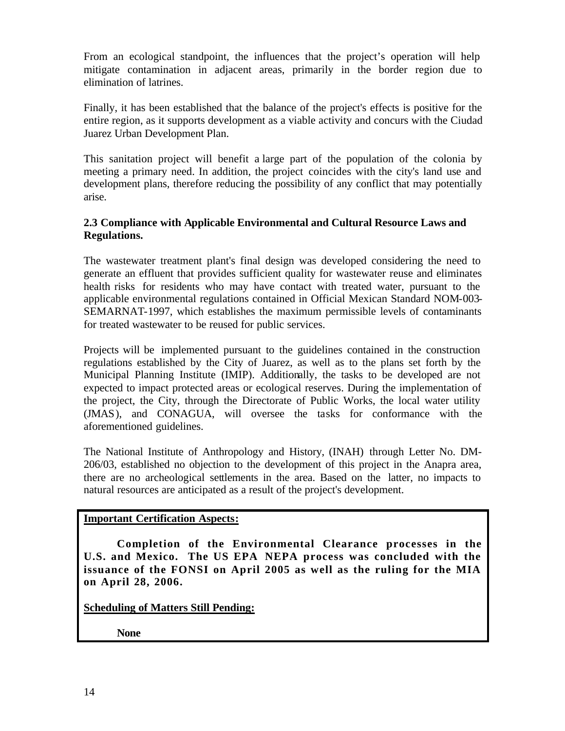From an ecological standpoint, the influences that the project's operation will help mitigate contamination in adjacent areas, primarily in the border region due to elimination of latrines.

Finally, it has been established that the balance of the project's effects is positive for the entire region, as it supports development as a viable activity and concurs with the Ciudad Juarez Urban Development Plan.

This sanitation project will benefit a large part of the population of the colonia by meeting a primary need. In addition, the project coincides with the city's land use and development plans, therefore reducing the possibility of any conflict that may potentially arise.

### 2.3 Compliance with Applicable Environmental and Cultural Resource Laws and Regulations.

The wastewater treatment plant's final design was developed considering the need to generate an effluent that provides sufficient quality for wastewater reuse and eliminates health risks for residents who may have contact with treated water, pursuant to the applicable environmental regulations contained in Official Mexican Standard NOM-003-SEMARNAT-1997, which establishes the maximum permissible levels of contaminants for treated wastewater to be reused for public services.

Projects will be implemented pursuant to the guidelines contained in the construction regulations established by the City of Juarez, as well as to the plans set forth by the Municipal Planning Institute (IMIP). Additionally, the tasks to be developed are not expected to impact protected areas or ecological reserves. During the implementation of the project, the City, through the Directorate of Public Works, the local water utility (JMAS), and CONAGUA, will oversee the tasks for conformance with the aforementioned guidelines.

The National Institute of Anthropology and History, (INAH) through Letter No. DM-206/03, established no objection to the development of this project in the Anapra area, there are no archeological settlements in the area. Based on the latter, no impacts to natural resources are anticipated as a result of the project's development.

**Important Certification Aspects:**

**Completion of the Environmental Clearance processes in the U.S. and Mexico. The US EPA NEPA process was concluded with the issuance of the FONSI on April 2005 as well as the ruling for the MIA on April 28, 2006.**

**Scheduling of Matters Still Pending:**

**None**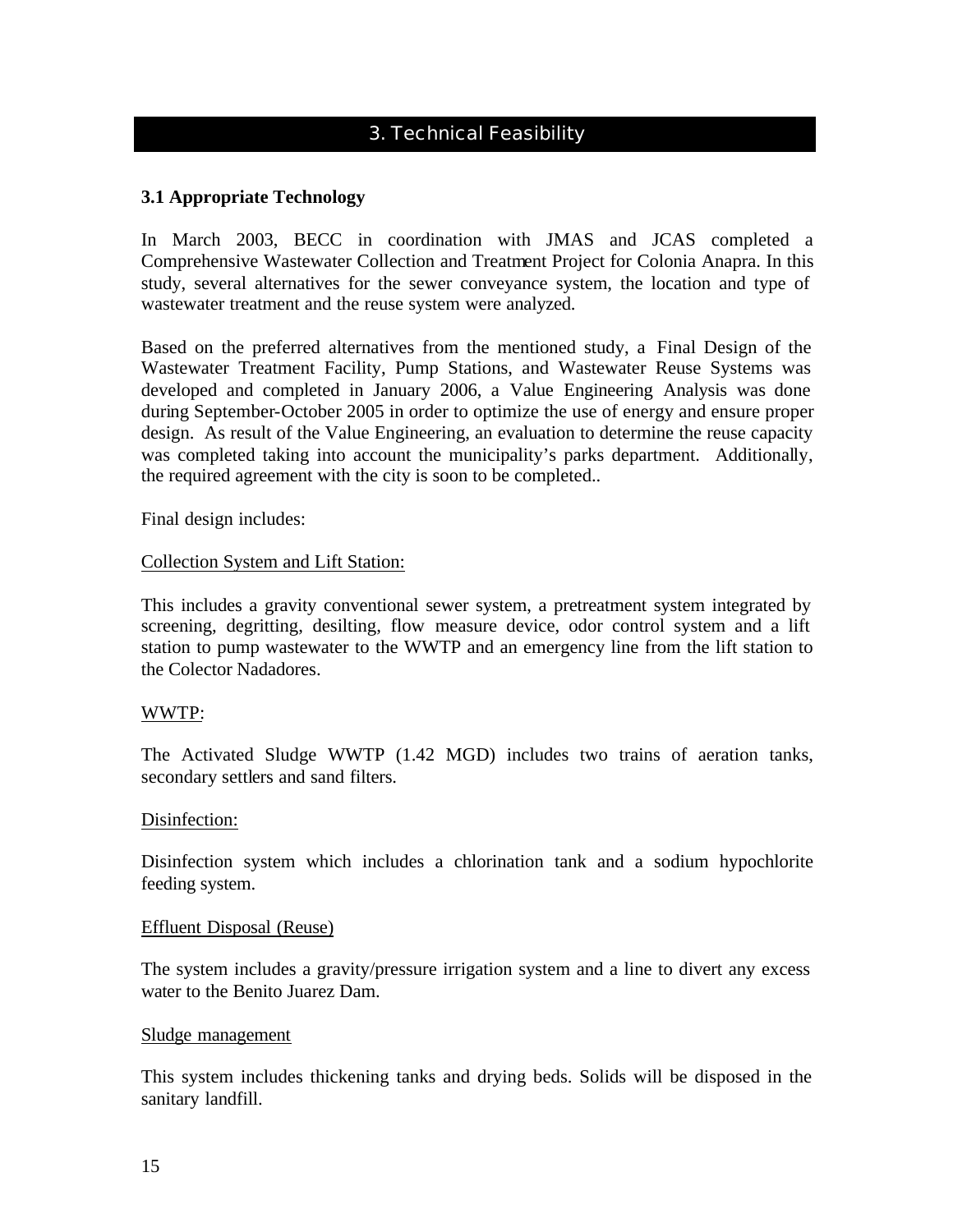# 3. Technical Feasibility

### 3.1 Appropriate Technology

In March 2003, BECC in coordination with JMAS and JCAS completed a Comprehensive Wastewater Collection and Treatment Project for Colonia Anapra. In this study, several alternatives for the sewer conveyance system, the location and type of wastewater treatment and the reuse system were analyzed.

Based on the preferred alternatives from the mentioned study, a Final Design of the Wastewater Treatment Facility, Pump Stations, and Wastewater Reuse Systems was developed and completed in January 2006, a Value Engineering Analysis was done during September-October 2005 in order to optimize the use of energy and ensure proper design. As result of the Value Engineering, an evaluation to determine the reuse capacity was completed taking into account the municipality's parks department. Additionally, the required agreement with the city is soon to be completed..

Final design includes:

<u>Collection System and Lift Station:</u>

This includes a gravity conventional sewer system, a pretreatment system integrated by screening, degritting, desilting, flow measure device, odor control system and a lift station to pump wastewater to the WWTP and an emergency line from the lift station to the Colector Nadadores.

<u>WWTP</u>:

The Activated Sludge WWTP (1.42 MGD) includes two trains of aeration tanks, secondary settlers and sand filters.

<u>Disinfection:</u>

Disinfection system which includes a chlorination tank and a sodium hypochlorite feeding system.

<u>Effluent Disposal (Reuse)</u>

The system includes a gravity/pressure irrigation system and a line to divert any excess water to the Benito Juarez Dam.

<u>Sludge management</u>

This system includes thickening tanks and drying beds. Solids will be disposed in the sanitary landfill.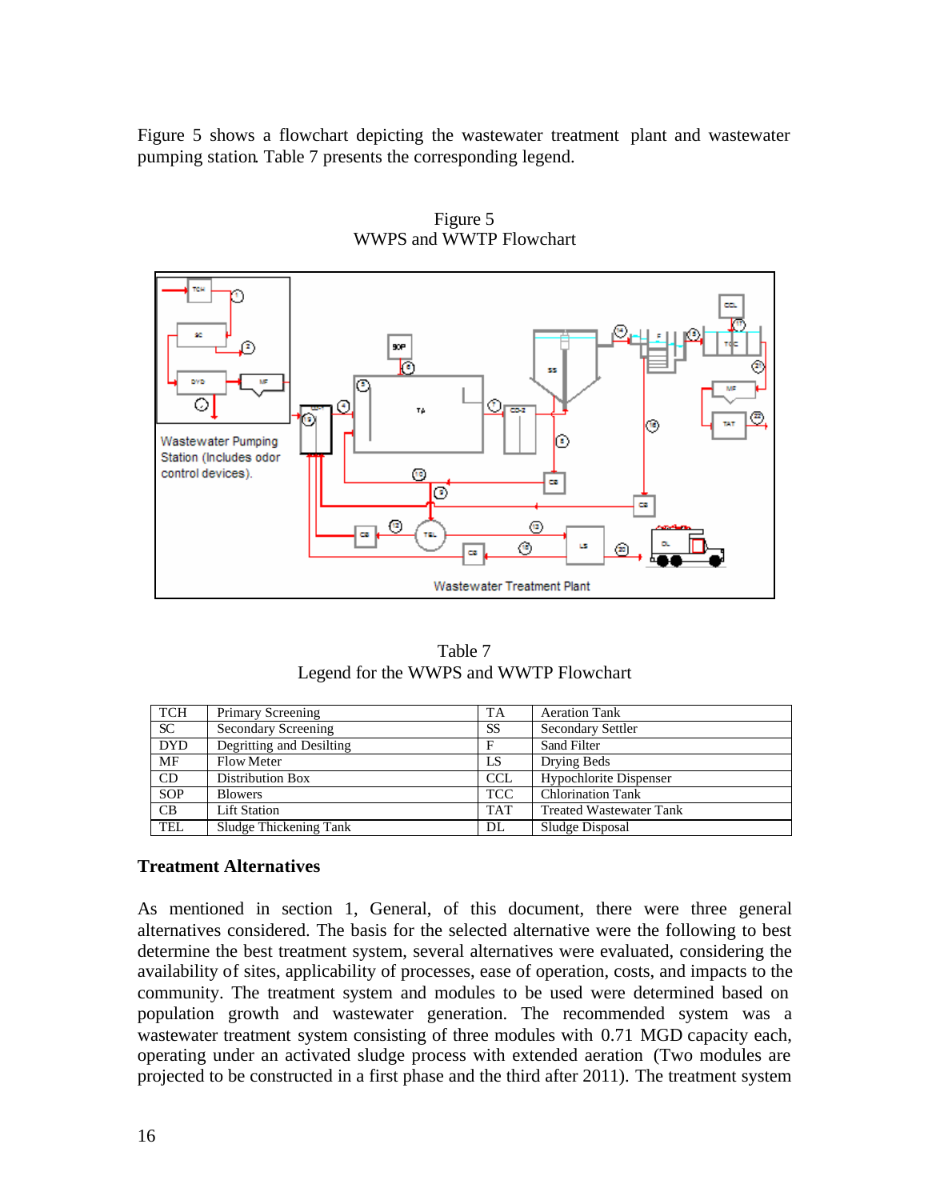Figure 5 shows a flowchart depicting the wastewater treatment plant and wastewater pumping station. Table 7 presents the corresponding legend.

Figure 5
WWPS and WWTP Flowchart

Table 7
Legend for the WWPS and WWTP Flowchart

| | | | |
|---|---|---|---|
| TCH | Primary Screening | TA | Aeration Tank |
| SC | Secondary Screening | SS | Secondary Settler |
| DYD | Degritting and Desilting | F | Sand Filter |
| MF | Flow Meter | LS | Drying Beds |
| CD | Distribution Box | CCL | Hypochlorite Dispenser |
| SOP | Blowers | TCC | Chlorination Tank |
| CB | Lift Station | TAT | Treated Wastewater Tank |
| TEL | Sludge Thickening Tank | DL | Sludge Disposal |

**Treatment Alternatives**

As mentioned in section 1, General, of this document, there were three general alternatives considered. The basis for the selected alternative were the following to best determine the best treatment system, several alternatives were evaluated, considering the availability of sites, applicability of processes, ease of operation, costs, and impacts to the community. The treatment system and modules to be used were determined based on population growth and wastewater generation. The recommended system was a wastewater treatment system consisting of three modules with 0.71 MGD capacity each, operating under an activated sludge process with extended aeration (Two modules are projected to be constructed in a first phase and the third after 2011). The treatment system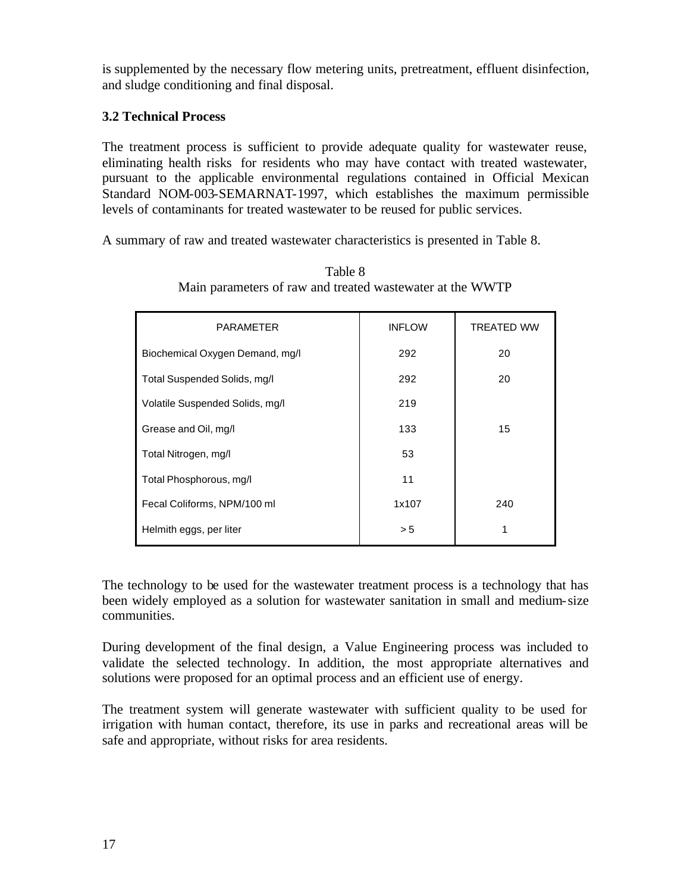is supplemented by the necessary flow metering units, pretreatment, effluent disinfection, and sludge conditioning and final disposal.

### 3.2 Technical Process

The treatment process is sufficient to provide adequate quality for wastewater reuse, eliminating health risks for residents who may have contact with treated wastewater, pursuant to the applicable environmental regulations contained in Official Mexican Standard NOM-003-SEMARNAT-1997, which establishes the maximum permissible levels of contaminants for treated wastewater to be reused for public services.

A summary of raw and treated wastewater characteristics is presented in Table 8.

Table 8
Main parameters of raw and treated wastewater at the WWTP

| PARAMETER | INFLOW | TREATED WW |
|---|---|---|
| Biochemical Oxygen Demand, mg/l | 292 | 20 |
| Total Suspended Solids, mg/l | 292 | 20 |
| Volatile Suspended Solids, mg/l | 219 | |
| Grease and Oil, mg/l | 133 | 15 |
| Total Nitrogen, mg/l | 53 | |
| Total Phosphorous, mg/l | 11 | |
| Fecal Coliforms, NPM/100 ml | 1x107 | 240 |
| Helmith eggs, per liter | > 5 | 1 |

The technology to be used for the wastewater treatment process is a technology that has been widely employed as a solution for wastewater sanitation in small and medium-size communities.

During development of the final design, a Value Engineering process was included to validate the selected technology. In addition, the most appropriate alternatives and solutions were proposed for an optimal process and an efficient use of energy.

The treatment system will generate wastewater with sufficient quality to be used for irrigation with human contact, therefore, its use in parks and recreational areas will be safe and appropriate, without risks for area residents.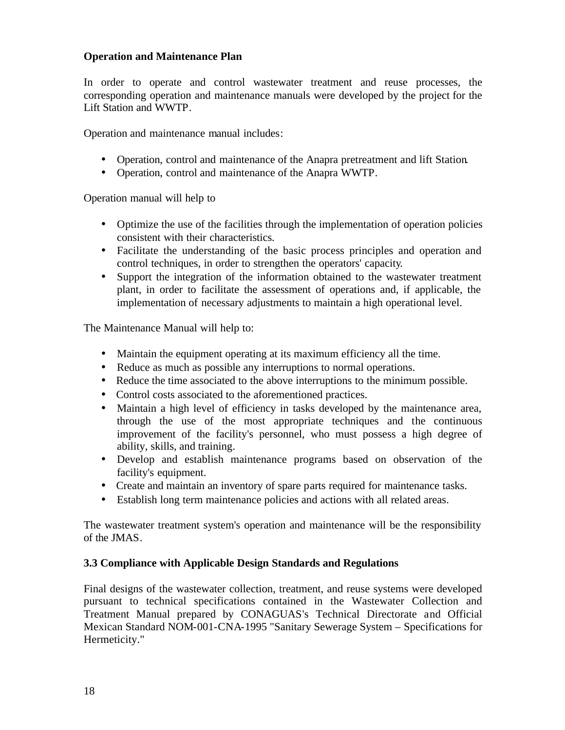**Operation and Maintenance Plan**

In order to operate and control wastewater treatment and reuse processes, the corresponding operation and maintenance manuals were developed by the project for the Lift Station and WWTP.

Operation and maintenance manual includes:

- Operation, control and maintenance of the Anapra pretreatment and lift Station.
- Operation, control and maintenance of the Anapra WWTP.

Operation manual will help to

- Optimize the use of the facilities through the implementation of operation policies consistent with their characteristics.
- Facilitate the understanding of the basic process principles and operation and control techniques, in order to strengthen the operators' capacity.
- Support the integration of the information obtained to the wastewater treatment plant, in order to facilitate the assessment of operations and, if applicable, the implementation of necessary adjustments to maintain a high operational level.

The Maintenance Manual will help to:

- Maintain the equipment operating at its maximum efficiency all the time.
- Reduce as much as possible any interruptions to normal operations.
- Reduce the time associated to the above interruptions to the minimum possible.
- Control costs associated to the aforementioned practices.
- Maintain a high level of efficiency in tasks developed by the maintenance area, through the use of the most appropriate techniques and the continuous improvement of the facility's personnel, who must possess a high degree of ability, skills, and training.
- Develop and establish maintenance programs based on observation of the facility's equipment.
- Create and maintain an inventory of spare parts required for maintenance tasks.
- Establish long term maintenance policies and actions with all related areas.

The wastewater treatment system's operation and maintenance will be the responsibility of the JMAS.

**3.3 Compliance with Applicable Design Standards and Regulations**

Final designs of the wastewater collection, treatment, and reuse systems were developed pursuant to technical specifications contained in the Wastewater Collection and Treatment Manual prepared by CONAGUAS's Technical Directorate and Official Mexican Standard NOM-001-CNA-1995 "Sanitary Sewerage System – Specifications for Hermeticity."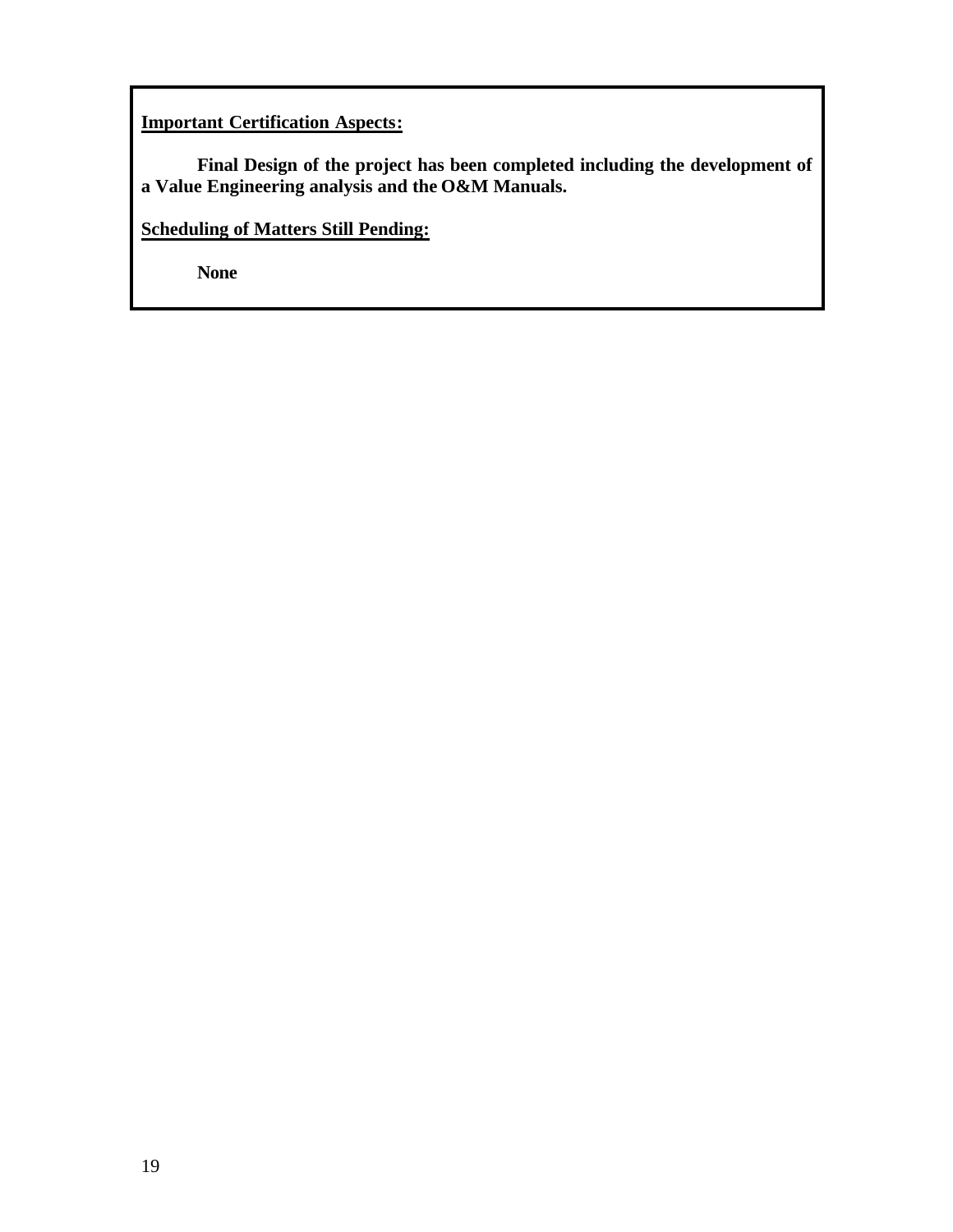**Important Certification Aspects:**

**Final Design of the project has been completed including the development of a Value Engineering analysis and the O&M Manuals.**

**Scheduling of Matters Still Pending:**

**None**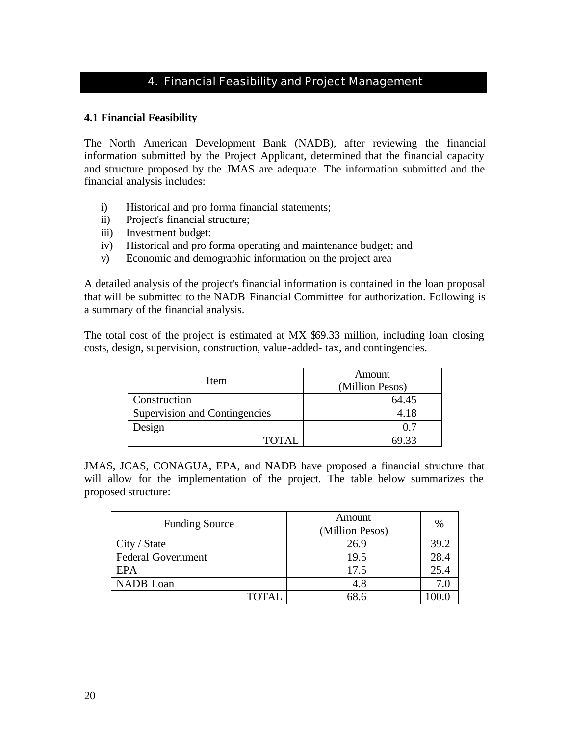# 4. Financial Feasibility and Project Management

### 4.1 Financial Feasibility

The North American Development Bank (NADB), after reviewing the financial information submitted by the Project Applicant, determined that the financial capacity and structure proposed by the JMAS are adequate. The information submitted and the financial analysis includes:

i) Historical and pro forma financial statements;
ii) Project's financial structure;
iii) Investment budget:
iv) Historical and pro forma operating and maintenance budget; and
v) Economic and demographic information on the project area

A detailed analysis of the project's financial information is contained in the loan proposal that will be submitted to the NADB Financial Committee for authorization. Following is a summary of the financial analysis.

The total cost of the project is estimated at MX $69.33 million, including loan closing costs, design, supervision, construction, value-added- tax, and contingencies.

| Item | Amount (Million Pesos) |
|---|---|
| Construction | 64.45 |
| Supervision and Contingencies | 4.18 |
| Design | 0.7 |
| TOTAL | 69.33 |

JMAS, JCAS, CONAGUA, EPA, and NADB have proposed a financial structure that will allow for the implementation of the project. The table below summarizes the proposed structure:

| Funding Source | Amount (Million Pesos) | % |
|---|---|---|
| City / State | 26.9 | 39.2 |
| Federal Government | 19.5 | 28.4 |
| EPA | 17.5 | 25.4 |
| NADB Loan | 4.8 | 7.0 |
| TOTAL | 68.6 | 100.0 |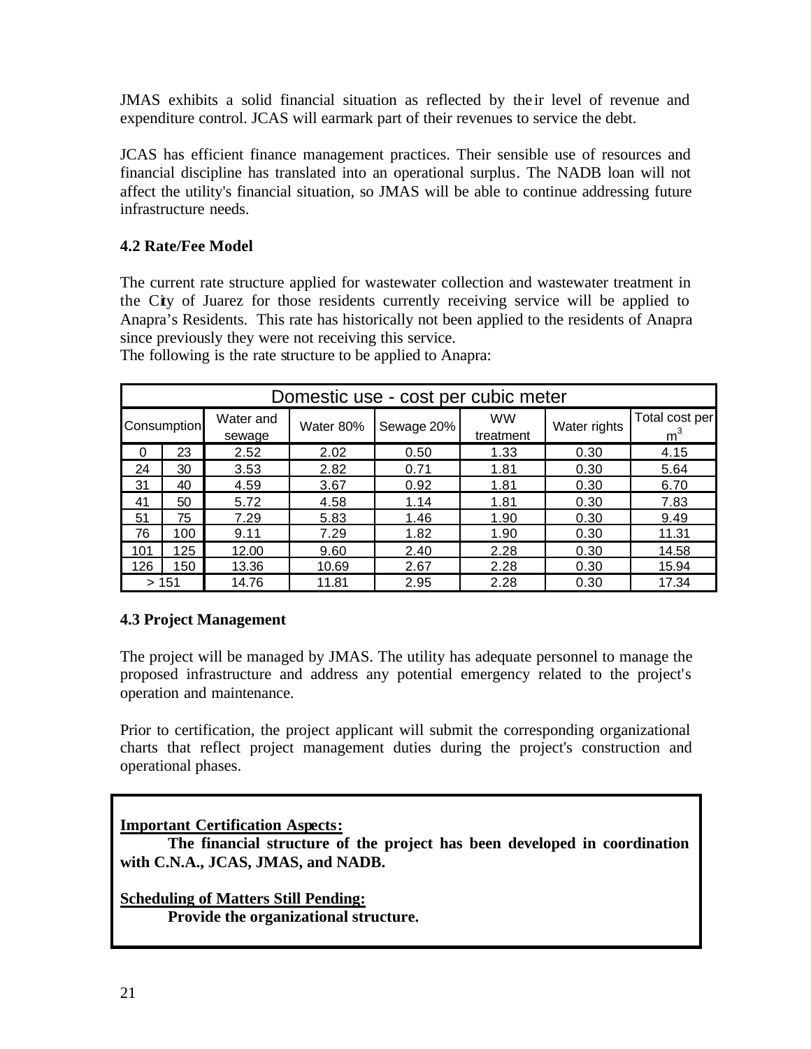JMAS exhibits a solid financial situation as reflected by their level of revenue and expenditure control. JCAS will earmark part of their revenues to service the debt.

JCAS has efficient finance management practices. Their sensible use of resources and financial discipline has translated into an operational surplus. The NADB loan will not affect the utility's financial situation, so JMAS will be able to continue addressing future infrastructure needs.

**4.2 Rate/Fee Model**

The current rate structure applied for wastewater collection and wastewater treatment in the City of Juarez for those residents currently receiving service will be applied to Anapra's Residents. This rate has historically not been applied to the residents of Anapra since previously they were not receiving this service.
The following is the rate structure to be applied to Anapra:

| Domestic use - cost per cubic meter | | | | | | | |
|---|---|---|---|---|---|---|---|
| Consumption | | Water and sewage | Water 80% | Sewage 20% | WW treatment | Water rights | Total cost per $m^3$ |
| 0 | 23 | 2.52 | 2.02 | 0.50 | 1.33 | 0.30 | 4.15 |
| 24 | 30 | 3.53 | 2.82 | 0.71 | 1.81 | 0.30 | 5.64 |
| 31 | 40 | 4.59 | 3.67 | 0.92 | 1.81 | 0.30 | 6.70 |
| 41 | 50 | 5.72 | 4.58 | 1.14 | 1.81 | 0.30 | 7.83 |
| 51 | 75 | 7.29 | 5.83 | 1.46 | 1.90 | 0.30 | 9.49 |
| 76 | 100 | 9.11 | 7.29 | 1.82 | 1.90 | 0.30 | 11.31 |
| 101 | 125 | 12.00 | 9.60 | 2.40 | 2.28 | 0.30 | 14.58 |
| 126 | 150 | 13.36 | 10.69 | 2.67 | 2.28 | 0.30 | 15.94 |
| > 151 | | 14.76 | 11.81 | 2.95 | 2.28 | 0.30 | 17.34 |

**4.3 Project Management**

The project will be managed by JMAS. The utility has adequate personnel to manage the proposed infrastructure and address any potential emergency related to the project's operation and maintenance.

Prior to certification, the project applicant will submit the corresponding organizational charts that reflect project management duties during the project's construction and operational phases.

**Important Certification Aspects:**

**The financial structure of the project has been developed in coordination with C.N.A., JCAS, JMAS, and NADB.**

**Scheduling of Matters Still Pending:**

**Provide the organizational structure.**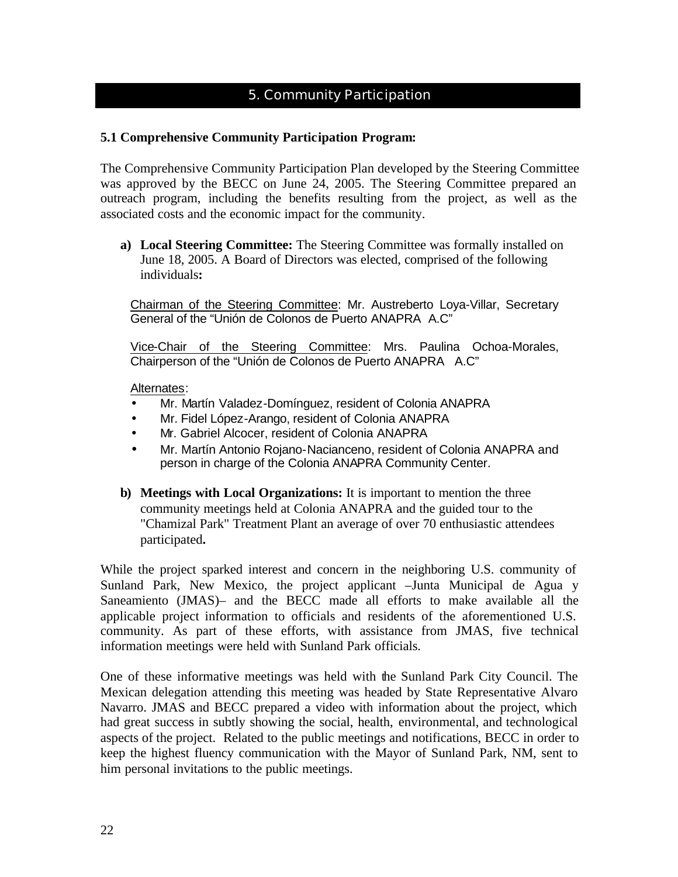## 5. Community Participation

### 5.1 Comprehensive Community Participation Program:

The Comprehensive Community Participation Plan developed by the Steering Committee was approved by the BECC on June 24, 2005. The Steering Committee prepared an outreach program, including the benefits resulting from the project, as well as the associated costs and the economic impact for the community.

**a) Local Steering Committee:** The Steering Committee was formally installed on June 18, 2005. A Board of Directors was elected, comprised of the following individuals**:**

Chairman of the Steering Committee: Mr. Austreberto Loya-Villar, Secretary General of the "Unión de Colonos de Puerto ANAPRA A.C"

Vice-Chair of the Steering Committee: Mrs. Paulina Ochoa-Morales, Chairperson of the "Unión de Colonos de Puerto ANAPRA A.C"

Alternates:

- Mr. Martín Valadez-Domínguez, resident of Colonia ANAPRA
- Mr. Fidel López-Arango, resident of Colonia ANAPRA
- Mr. Gabriel Alcocer, resident of Colonia ANAPRA
- Mr. Martín Antonio Rojano-Nacianceno, resident of Colonia ANAPRA and person in charge of the Colonia ANAPRA Community Center.

**b) Meetings with Local Organizations:** It is important to mention the three community meetings held at Colonia ANAPRA and the guided tour to the "Chamizal Park" Treatment Plant an average of over 70 enthusiastic attendees participated**.**

While the project sparked interest and concern in the neighboring U.S. community of Sunland Park, New Mexico, the project applicant –Junta Municipal de Agua y Saneamiento (JMAS)– and the BECC made all efforts to make available all the applicable project information to officials and residents of the aforementioned U.S. community. As part of these efforts, with assistance from JMAS, five technical information meetings were held with Sunland Park officials.

One of these informative meetings was held with the Sunland Park City Council. The Mexican delegation attending this meeting was headed by State Representative Alvaro Navarro. JMAS and BECC prepared a video with information about the project, which had great success in subtly showing the social, health, environmental, and technological aspects of the project. Related to the public meetings and notifications, BECC in order to keep the highest fluency communication with the Mayor of Sunland Park, NM, sent to him personal invitations to the public meetings.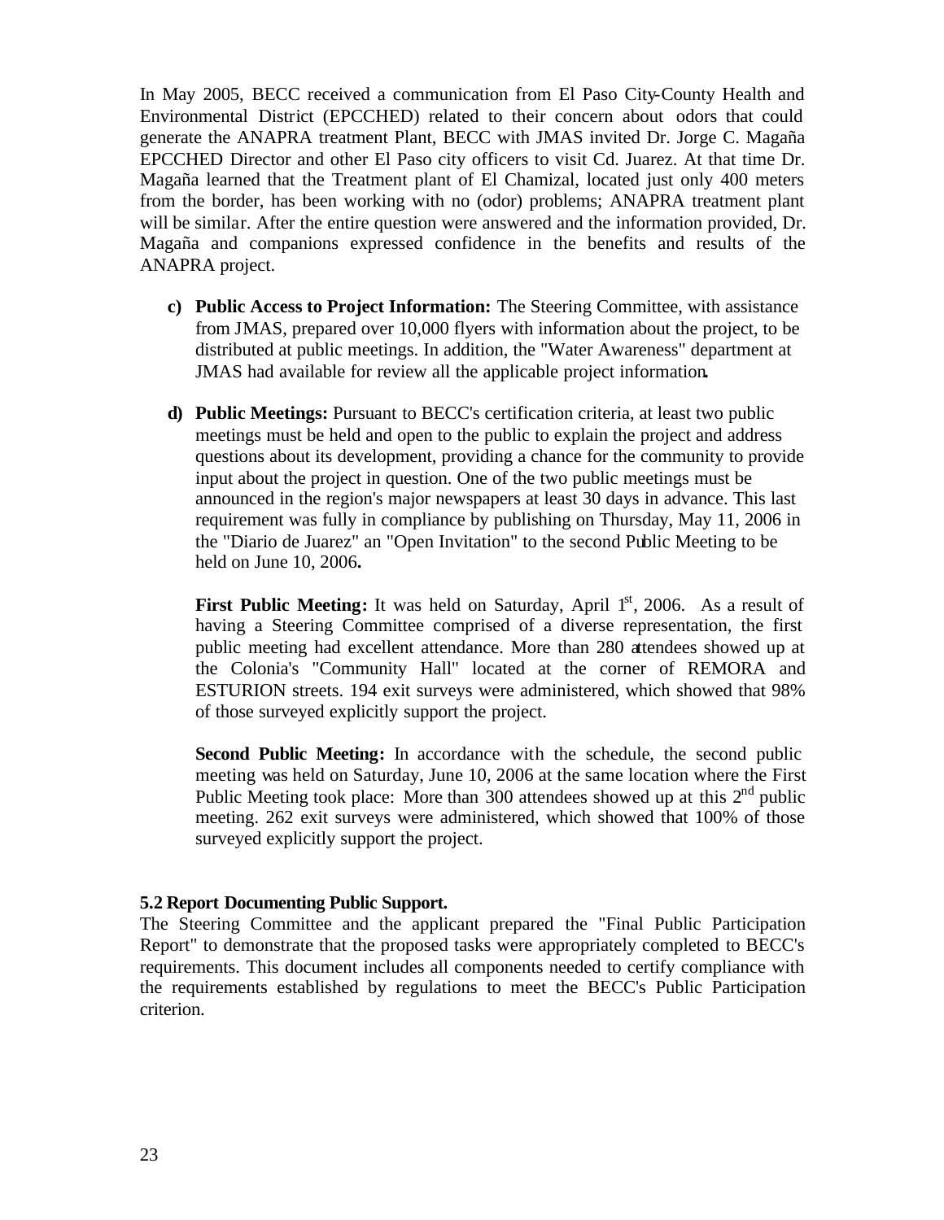In May 2005, BECC received a communication from El Paso City-County Health and Environmental District (EPCCHED) related to their concern about odors that could generate the ANAPRA treatment Plant, BECC with JMAS invited Dr. Jorge C. Magaña EPCCHED Director and other El Paso city officers to visit Cd. Juarez. At that time Dr. Magaña learned that the Treatment plant of El Chamizal, located just only 400 meters from the border, has been working with no (odor) problems; ANAPRA treatment plant will be similar. After the entire question were answered and the information provided, Dr. Magaña and companions expressed confidence in the benefits and results of the ANAPRA project.

c) **Public Access to Project Information:** The Steering Committee, with assistance from JMAS, prepared over 10,000 flyers with information about the project, to be distributed at public meetings. In addition, the "Water Awareness" department at JMAS had available for review all the applicable project information**.**

d) **Public Meetings:** Pursuant to BECC's certification criteria, at least two public meetings must be held and open to the public to explain the project and address questions about its development, providing a chance for the community to provide input about the project in question. One of the two public meetings must be announced in the region's major newspapers at least 30 days in advance. This last requirement was fully in compliance by publishing on Thursday, May 11, 2006 in the "Diario de Juarez" an "Open Invitation" to the second Public Meeting to be held on June 10, 2006**.**

   **First Public Meeting:** It was held on Saturday, April 1st, 2006. As a result of having a Steering Committee comprised of a diverse representation, the first public meeting had excellent attendance. More than 280 attendees showed up at the Colonia's "Community Hall" located at the corner of REMORA and ESTURION streets. 194 exit surveys were administered, which showed that 98% of those surveyed explicitly support the project.

   **Second Public Meeting:** In accordance with the schedule, the second public meeting was held on Saturday, June 10, 2006 at the same location where the First Public Meeting took place: More than 300 attendees showed up at this 2nd public meeting. 262 exit surveys were administered, which showed that 100% of those surveyed explicitly support the project.

**5.2 Report Documenting Public Support.**

The Steering Committee and the applicant prepared the "Final Public Participation Report" to demonstrate that the proposed tasks were appropriately completed to BECC's requirements. This document includes all components needed to certify compliance with the requirements established by regulations to meet the BECC's Public Participation criterion.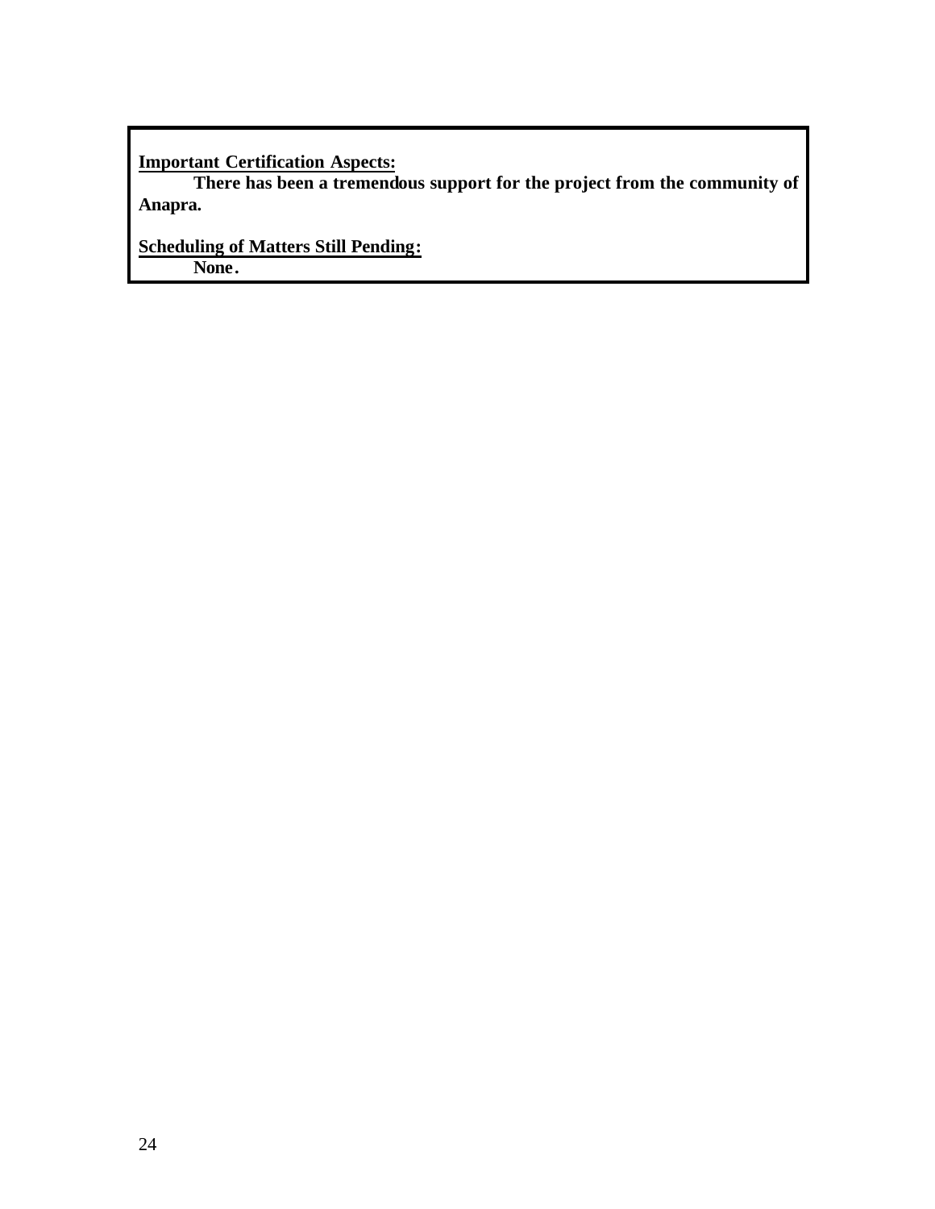**<u>Important Certification Aspects:</u>**

**There has been a tremendous support for the project from the community of Anapra.**

**<u>Scheduling of Matters Still Pending:</u>**

**None.**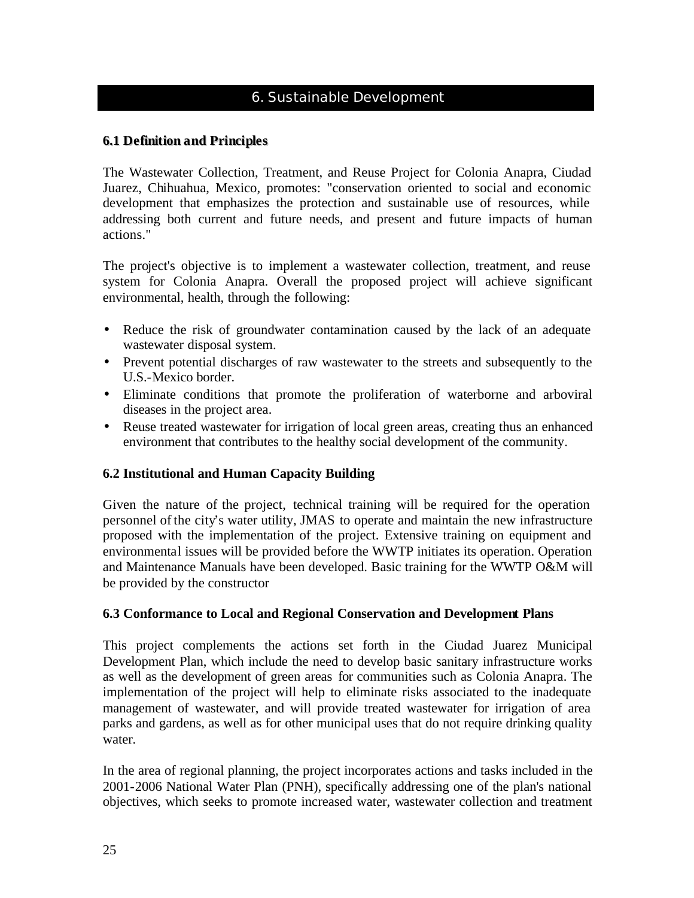# 6. Sustainable Development

## 6.1 Definition and Principles

The Wastewater Collection, Treatment, and Reuse Project for Colonia Anapra, Ciudad Juarez, Chihuahua, Mexico, promotes: "conservation oriented to social and economic development that emphasizes the protection and sustainable use of resources, while addressing both current and future needs, and present and future impacts of human actions."

The project's objective is to implement a wastewater collection, treatment, and reuse system for Colonia Anapra. Overall the proposed project will achieve significant environmental, health, through the following:

- Reduce the risk of groundwater contamination caused by the lack of an adequate wastewater disposal system.
- Prevent potential discharges of raw wastewater to the streets and subsequently to the U.S.-Mexico border.
- Eliminate conditions that promote the proliferation of waterborne and arboviral diseases in the project area.
- Reuse treated wastewater for irrigation of local green areas, creating thus an enhanced environment that contributes to the healthy social development of the community.

## 6.2 Institutional and Human Capacity Building

Given the nature of the project, technical training will be required for the operation personnel of the city's water utility, JMAS to operate and maintain the new infrastructure proposed with the implementation of the project. Extensive training on equipment and environmental issues will be provided before the WWTP initiates its operation. Operation and Maintenance Manuals have been developed. Basic training for the WWTP O&M will be provided by the constructor

## 6.3 Conformance to Local and Regional Conservation and Development Plans

This project complements the actions set forth in the Ciudad Juarez Municipal Development Plan, which include the need to develop basic sanitary infrastructure works as well as the development of green areas for communities such as Colonia Anapra. The implementation of the project will help to eliminate risks associated to the inadequate management of wastewater, and will provide treated wastewater for irrigation of area parks and gardens, as well as for other municipal uses that do not require drinking quality water.

In the area of regional planning, the project incorporates actions and tasks included in the 2001-2006 National Water Plan (PNH), specifically addressing one of the plan's national objectives, which seeks to promote increased water, wastewater collection and treatment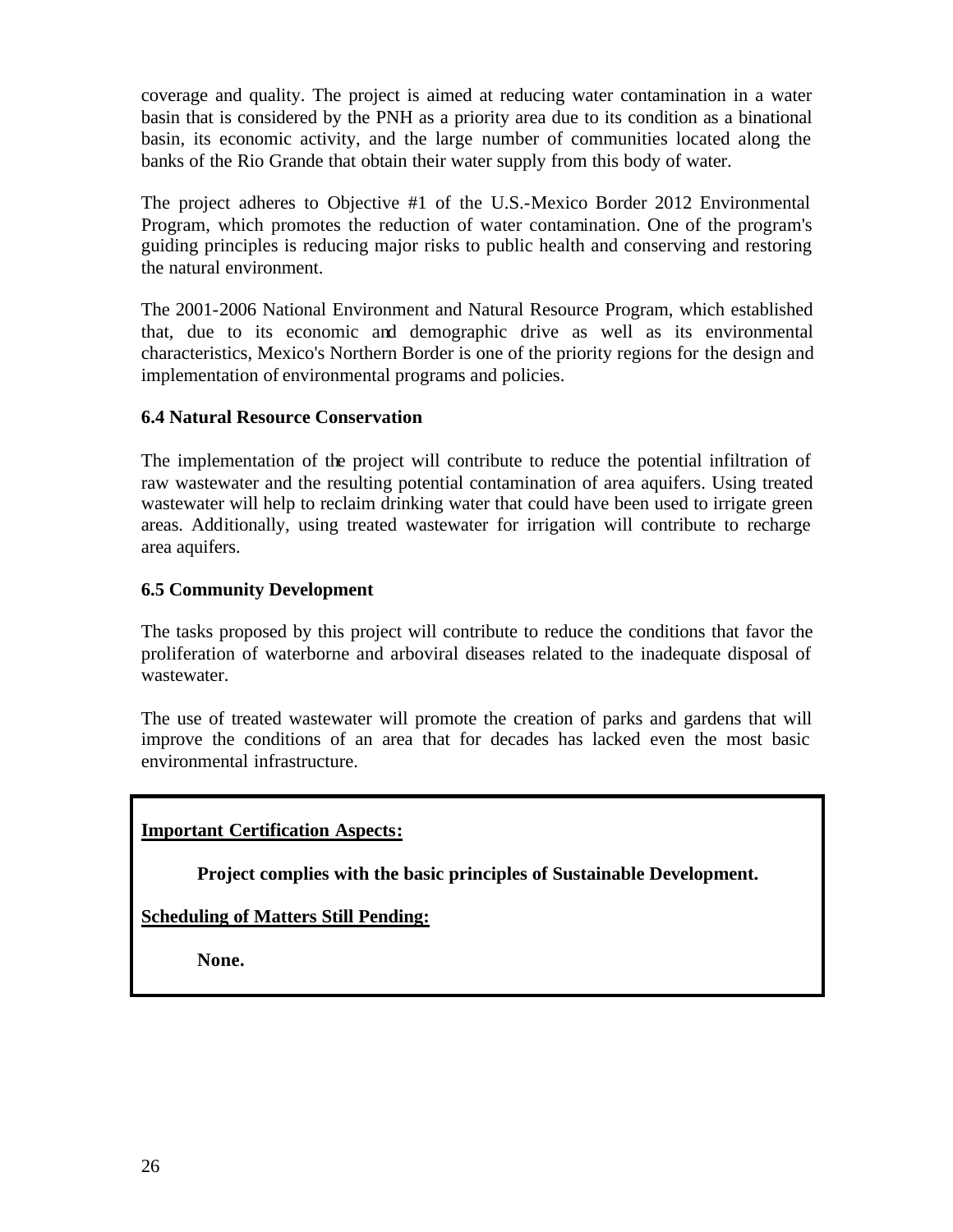coverage and quality. The project is aimed at reducing water contamination in a water basin that is considered by the PNH as a priority area due to its condition as a binational basin, its economic activity, and the large number of communities located along the banks of the Rio Grande that obtain their water supply from this body of water.

The project adheres to Objective #1 of the U.S.-Mexico Border 2012 Environmental Program, which promotes the reduction of water contamination. One of the program's guiding principles is reducing major risks to public health and conserving and restoring the natural environment.

The 2001-2006 National Environment and Natural Resource Program, which established that, due to its economic and demographic drive as well as its environmental characteristics, Mexico's Northern Border is one of the priority regions for the design and implementation of environmental programs and policies.

### 6.4 Natural Resource Conservation

The implementation of the project will contribute to reduce the potential infiltration of raw wastewater and the resulting potential contamination of area aquifers. Using treated wastewater will help to reclaim drinking water that could have been used to irrigate green areas. Additionally, using treated wastewater for irrigation will contribute to recharge area aquifers.

### 6.5 Community Development

The tasks proposed by this project will contribute to reduce the conditions that favor the proliferation of waterborne and arboviral diseases related to the inadequate disposal of wastewater.

The use of treated wastewater will promote the creation of parks and gardens that will improve the conditions of an area that for decades has lacked even the most basic environmental infrastructure.

**Important Certification Aspects:**

**Project complies with the basic principles of Sustainable Development.**

**Scheduling of Matters Still Pending:**

**None.**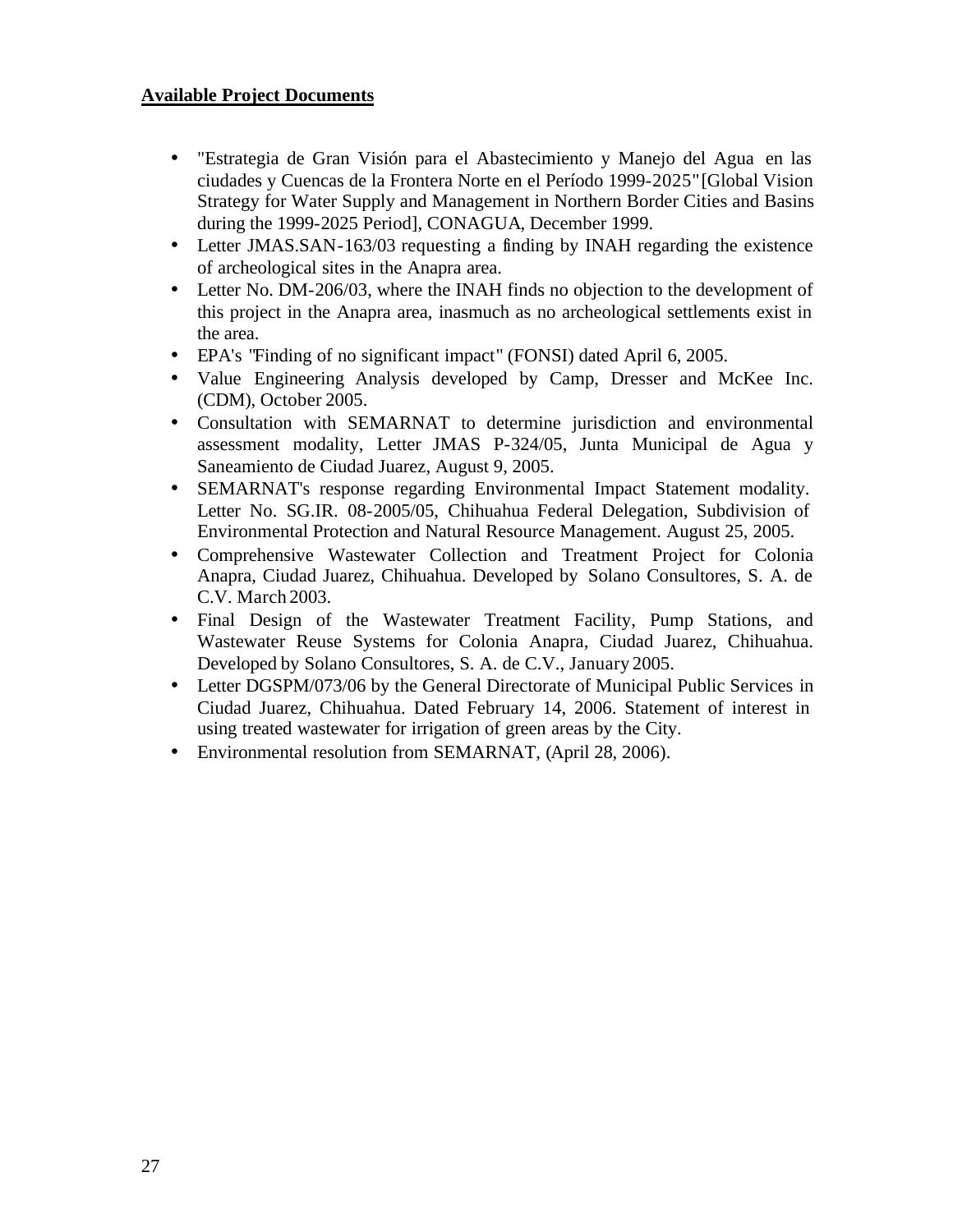**Available Project Documents**

- "Estrategia de Gran Visión para el Abastecimiento y Manejo del Agua en las ciudades y Cuencas de la Frontera Norte en el Período 1999-2025"[Global Vision Strategy for Water Supply and Management in Northern Border Cities and Basins during the 1999-2025 Period], CONAGUA, December 1999.
- Letter JMAS.SAN-163/03 requesting a finding by INAH regarding the existence of archeological sites in the Anapra area.
- Letter No. DM-206/03, where the INAH finds no objection to the development of this project in the Anapra area, inasmuch as no archeological settlements exist in the area.
- EPA's "Finding of no significant impact" (FONSI) dated April 6, 2005.
- Value Engineering Analysis developed by Camp, Dresser and McKee Inc. (CDM), October 2005.
- Consultation with SEMARNAT to determine jurisdiction and environmental assessment modality, Letter JMAS P-324/05, Junta Municipal de Agua y Saneamiento de Ciudad Juarez, August 9, 2005.
- SEMARNAT's response regarding Environmental Impact Statement modality. Letter No. SG.IR. 08-2005/05, Chihuahua Federal Delegation, Subdivision of Environmental Protection and Natural Resource Management. August 25, 2005.
- Comprehensive Wastewater Collection and Treatment Project for Colonia Anapra, Ciudad Juarez, Chihuahua. Developed by Solano Consultores, S. A. de C.V. March 2003.
- Final Design of the Wastewater Treatment Facility, Pump Stations, and Wastewater Reuse Systems for Colonia Anapra, Ciudad Juarez, Chihuahua. Developed by Solano Consultores, S. A. de C.V., January 2005.
- Letter DGSPM/073/06 by the General Directorate of Municipal Public Services in Ciudad Juarez, Chihuahua. Dated February 14, 2006. Statement of interest in using treated wastewater for irrigation of green areas by the City.
- Environmental resolution from SEMARNAT, (April 28, 2006).